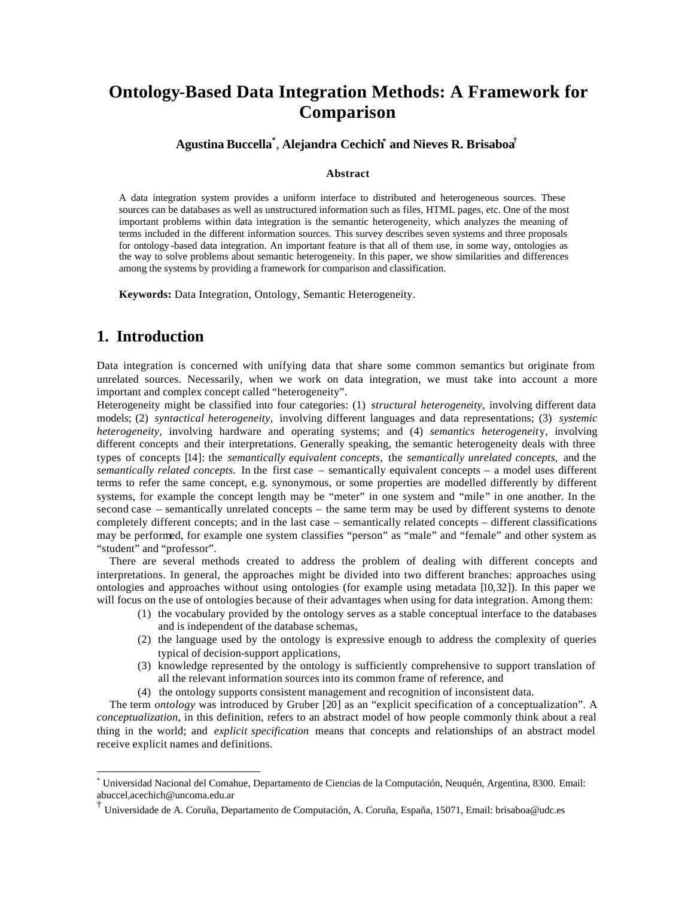# Ontology-Based Data Integration Methods: A Framework for Comparison

**Agustina Buccella[*], Alejandra Cechich[*] and Nieves R. Brisaboa[†]**

### Abstract

A data integration system provides a uniform interface to distributed and heterogeneous sources. These sources can be databases as well as unstructured information such as files, HTML pages, etc. One of the most important problems within data integration is the semantic heterogeneity, which analyzes the meaning of terms included in the different information sources. This survey describes seven systems and three proposals for ontology-based data integration. An important feature is that all of them use, in some way, ontologies as the way to solve problems about semantic heterogeneity. In this paper, we show similarities and differences among the systems by providing a framework for comparison and classification.

**Keywords:** Data Integration, Ontology, Semantic Heterogeneity.

## 1. Introduction

Data integration is concerned with unifying data that share some common semantics but originate from unrelated sources. Necessarily, when we work on data integration, we must take into account a more important and complex concept called "heterogeneity".

Heterogeneity might be classified into four categories: (1) *structural heterogeneity*, involving different data models; (2) *syntactical heterogeneity*, involving different languages and data representations; (3) *systemic heterogeneity*, involving hardware and operating systems; and (4) *semantics heterogeneity*, involving different concepts and their interpretations. Generally speaking, the semantic heterogeneity deals with three types of concepts [14]: the *semantically equivalent concepts*, the *semantically unrelated concepts*, and the *semantically related concepts*. In the first case – semantically equivalent concepts – a model uses different terms to refer the same concept, e.g. synonymous, or some properties are modelled differently by different systems, for example the concept length may be "meter" in one system and "mile" in one another. In the second case – semantically unrelated concepts – the same term may be used by different systems to denote completely different concepts; and in the last case – semantically related concepts – different classifications may be performed, for example one system classifies "person" as "male" and "female" and other system as "student" and "professor".

There are several methods created to address the problem of dealing with different concepts and interpretations. In general, the approaches might be divided into two different branches: approaches using ontologies and approaches without using ontologies (for example using metadata [10,32]). In this paper we will focus on the use of ontologies because of their advantages when using for data integration. Among them:

1. the vocabulary provided by the ontology serves as a stable conceptual interface to the databases and is independent of the database schemas,
2. the language used by the ontology is expressive enough to address the complexity of queries typical of decision-support applications,
3. knowledge represented by the ontology is sufficiently comprehensive to support translation of all the relevant information sources into its common frame of reference, and
4. the ontology supports consistent management and recognition of inconsistent data.

The term *ontology* was introduced by Gruber [20] as an "explicit specification of a conceptualization". A *conceptualization*, in this definition, refers to an abstract model of how people commonly think about a real thing in the world; and *explicit specification* means that concepts and relationships of an abstract model receive explicit names and definitions.

---

[*] Universidad Nacional del Comahue, Departamento de Ciencias de la Computación, Neuquén, Argentina, 8300. Email: abuccel,acechich@uncoma.edu.ar

[†] Universidade de A. Coruña, Departamento de Computación, A. Coruña, España, 15071, Email: brisaboa@udc.es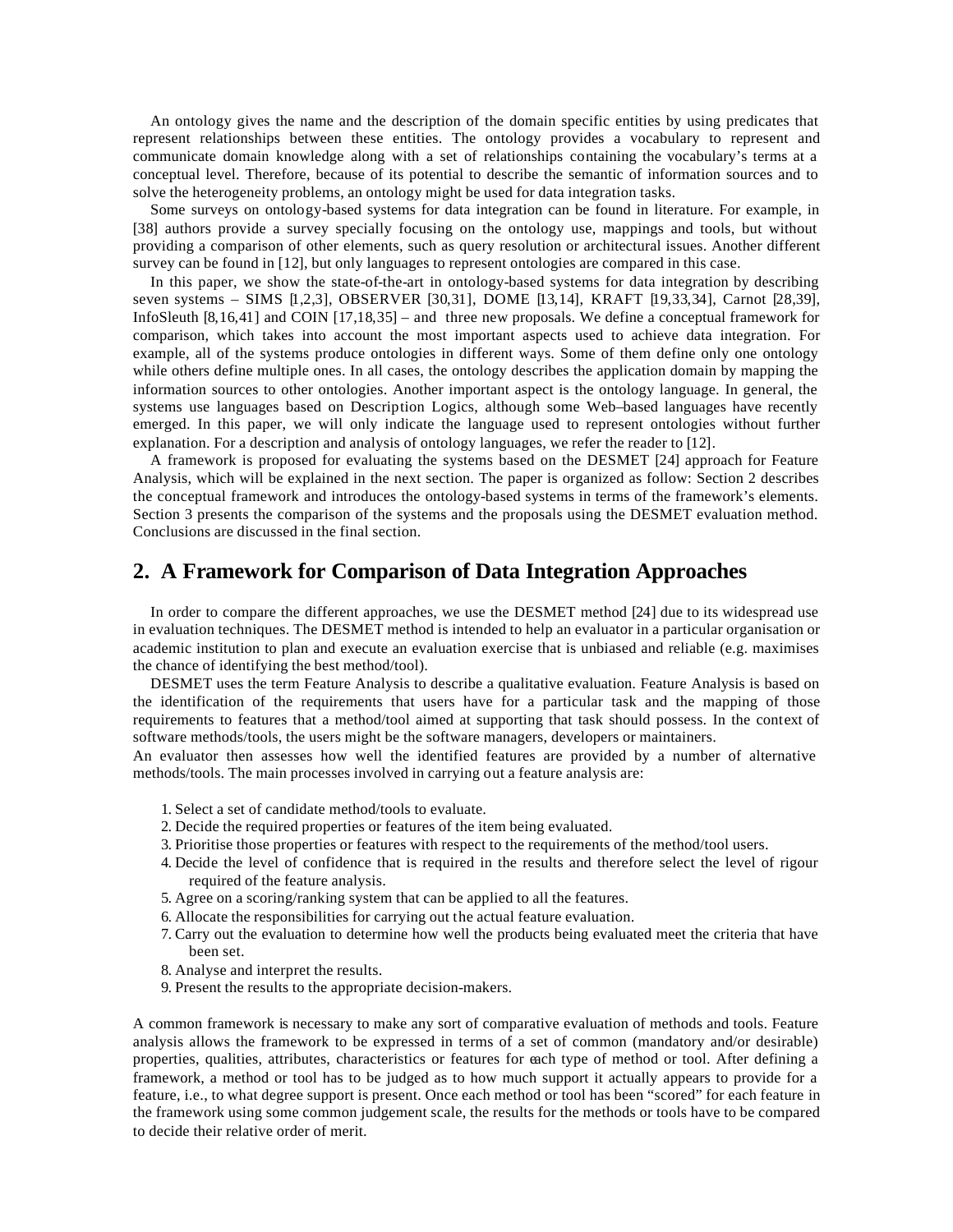An ontology gives the name and the description of the domain specific entities by using predicates that represent relationships between these entities. The ontology provides a vocabulary to represent and communicate domain knowledge along with a set of relationships containing the vocabulary's terms at a conceptual level. Therefore, because of its potential to describe the semantic of information sources and to solve the heterogeneity problems, an ontology might be used for data integration tasks.

Some surveys on ontology-based systems for data integration can be found in literature. For example, in [38] authors provide a survey specially focusing on the ontology use, mappings and tools, but without providing a comparison of other elements, such as query resolution or architectural issues. Another different survey can be found in [12], but only languages to represent ontologies are compared in this case.

In this paper, we show the state-of-the-art in ontology-based systems for data integration by describing seven systems – SIMS [1,2,3], OBSERVER [30,31], DOME [13,14], KRAFT [19,33,34], Carnot [28,39], InfoSleuth [8,16,41] and COIN [17,18,35] – and three new proposals. We define a conceptual framework for comparison, which takes into account the most important aspects used to achieve data integration. For example, all of the systems produce ontologies in different ways. Some of them define only one ontology while others define multiple ones. In all cases, the ontology describes the application domain by mapping the information sources to other ontologies. Another important aspect is the ontology language. In general, the systems use languages based on Description Logics, although some Web–based languages have recently emerged. In this paper, we will only indicate the language used to represent ontologies without further explanation. For a description and analysis of ontology languages, we refer the reader to [12].

A framework is proposed for evaluating the systems based on the DESMET [24] approach for Feature Analysis, which will be explained in the next section. The paper is organized as follow: Section 2 describes the conceptual framework and introduces the ontology-based systems in terms of the framework's elements. Section 3 presents the comparison of the systems and the proposals using the DESMET evaluation method. Conclusions are discussed in the final section.

## 2. A Framework for Comparison of Data Integration Approaches

In order to compare the different approaches, we use the DESMET method [24] due to its widespread use in evaluation techniques. The DESMET method is intended to help an evaluator in a particular organisation or academic institution to plan and execute an evaluation exercise that is unbiased and reliable (e.g. maximises the chance of identifying the best method/tool).

DESMET uses the term Feature Analysis to describe a qualitative evaluation. Feature Analysis is based on the identification of the requirements that users have for a particular task and the mapping of those requirements to features that a method/tool aimed at supporting that task should possess. In the context of software methods/tools, the users might be the software managers, developers or maintainers.

An evaluator then assesses how well the identified features are provided by a number of alternative methods/tools. The main processes involved in carrying out a feature analysis are:

1. Select a set of candidate method/tools to evaluate.
2. Decide the required properties or features of the item being evaluated.
3. Prioritise those properties or features with respect to the requirements of the method/tool users.
4. Decide the level of confidence that is required in the results and therefore select the level of rigour required of the feature analysis.
5. Agree on a scoring/ranking system that can be applied to all the features.
6. Allocate the responsibilities for carrying out the actual feature evaluation.
7. Carry out the evaluation to determine how well the products being evaluated meet the criteria that have been set.
8. Analyse and interpret the results.
9. Present the results to the appropriate decision-makers.

A common framework is necessary to make any sort of comparative evaluation of methods and tools. Feature analysis allows the framework to be expressed in terms of a set of common (mandatory and/or desirable) properties, qualities, attributes, characteristics or features for each type of method or tool. After defining a framework, a method or tool has to be judged as to how much support it actually appears to provide for a feature, i.e., to what degree support is present. Once each method or tool has been "scored" for each feature in the framework using some common judgement scale, the results for the methods or tools have to be compared to decide their relative order of merit.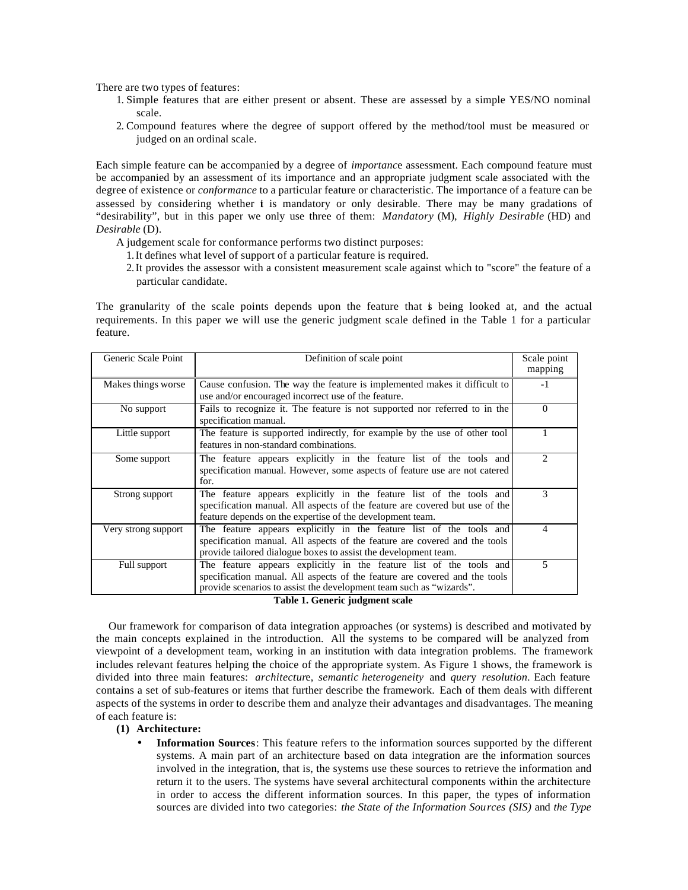There are two types of features:

1. Simple features that are either present or absent. These are assessed by a simple YES/NO nominal scale.
2. Compound features where the degree of support offered by the method/tool must be measured or judged on an ordinal scale.

Each simple feature can be accompanied by a degree of *importance* assessment. Each compound feature must be accompanied by an assessment of its importance and an appropriate judgment scale associated with the degree of existence or *conformance* to a particular feature or characteristic. The importance of a feature can be assessed by considering whether it is mandatory or only desirable. There may be many gradations of "desirability", but in this paper we only use three of them: *Mandatory* (M), *Highly Desirable* (HD) and *Desirable* (D).

A judgement scale for conformance performs two distinct purposes:

1. It defines what level of support of a particular feature is required.
2. It provides the assessor with a consistent measurement scale against which to "score" the feature of a particular candidate.

The granularity of the scale points depends upon the feature that is being looked at, and the actual requirements. In this paper we will use the generic judgment scale defined in the Table 1 for a particular feature.

| Generic Scale Point | Definition of scale point | Scale point mapping |
|---|---|---|
| Makes things worse | Cause confusion. The way the feature is implemented makes it difficult to use and/or encouraged incorrect use of the feature. | -1 |
| No support | Fails to recognize it. The feature is not supported nor referred to in the specification manual. | 0 |
| Little support | The feature is supported indirectly, for example by the use of other tool features in non-standard combinations. | 1 |
| Some support | The feature appears explicitly in the feature list of the tools and specification manual. However, some aspects of feature use are not catered for. | 2 |
| Strong support | The feature appears explicitly in the feature list of the tools and specification manual. All aspects of the feature are covered but use of the feature depends on the expertise of the development team. | 3 |
| Very strong support | The feature appears explicitly in the feature list of the tools and specification manual. All aspects of the feature are covered and the tools provide tailored dialogue boxes to assist the development team. | 4 |
| Full support | The feature appears explicitly in the feature list of the tools and specification manual. All aspects of the feature are covered and the tools provide scenarios to assist the development team such as "wizards". | 5 |

**Table 1. Generic judgment scale**

Our framework for comparison of data integration approaches (or systems) is described and motivated by the main concepts explained in the introduction. All the systems to be compared will be analyzed from viewpoint of a development team, working in an institution with data integration problems. The framework includes relevant features helping the choice of the appropriate system. As Figure 1 shows, the framework is divided into three main features: *architecture*, *semantic heterogeneity* and *query resolution*. Each feature contains a set of sub-features or items that further describe the framework. Each of them deals with different aspects of the systems in order to describe them and analyze their advantages and disadvantages. The meaning of each feature is:

**(1) Architecture:**

- **Information Sources**: This feature refers to the information sources supported by the different systems. A main part of an architecture based on data integration are the information sources involved in the integration, that is, the systems use these sources to retrieve the information and return it to the users. The systems have several architectural components within the architecture in order to access the different information sources. In this paper, the types of information sources are divided into two categories: *the State of the Information Sources (SIS)* and *the Type*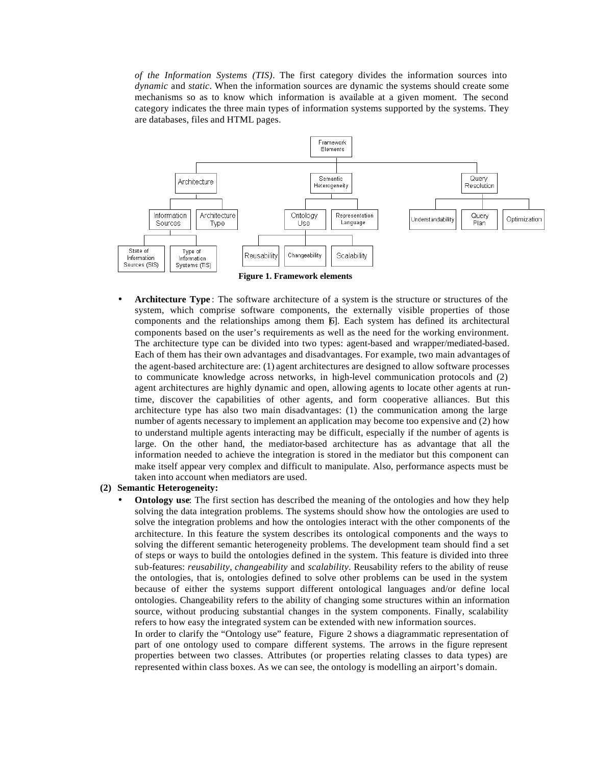*of the Information Systems (TIS)*. The first category divides the information sources into *dynamic* and *static*. When the information sources are dynamic the systems should create some mechanisms so as to know which information is available at a given moment. The second category indicates the three main types of information systems supported by the systems. They are databases, files and HTML pages.

**Figure 1. Framework elements**

- **Architecture Type**: The software architecture of a system is the structure or structures of the system, which comprise software components, the externally visible properties of those components and the relationships among them [6]. Each system has defined its architectural components based on the user's requirements as well as the need for the working environment. The architecture type can be divided into two types: agent-based and wrapper/mediated-based. Each of them has their own advantages and disadvantages. For example, two main advantages of the agent-based architecture are: (1) agent architectures are designed to allow software processes to communicate knowledge across networks, in high-level communication protocols and (2) agent architectures are highly dynamic and open, allowing agents to locate other agents at run-time, discover the capabilities of other agents, and form cooperative alliances. But this architecture type has also two main disadvantages: (1) the communication among the large number of agents necessary to implement an application may become too expensive and (2) how to understand multiple agents interacting may be difficult, especially if the number of agents is large. On the other hand, the mediator-based architecture has as advantage that all the information needed to achieve the integration is stored in the mediator but this component can make itself appear very complex and difficult to manipulate. Also, performance aspects must be taken into account when mediators are used.

**(2) Semantic Heterogeneity:**

- **Ontology use**: The first section has described the meaning of the ontologies and how they help solving the data integration problems. The systems should show how the ontologies are used to solve the integration problems and how the ontologies interact with the other components of the architecture. In this feature the system describes its ontological components and the ways to solving the different semantic heterogeneity problems. The development team should find a set of steps or ways to build the ontologies defined in the system. This feature is divided into three sub-features: *reusability*, *changeability* and *scalability*. Reusability refers to the ability of reuse the ontologies, that is, ontologies defined to solve other problems can be used in the system because of either the systems support different ontological languages and/or define local ontologies. Changeability refers to the ability of changing some structures within an information source, without producing substantial changes in the system components. Finally, scalability refers to how easy the integrated system can be extended with new information sources.

  In order to clarify the "Ontology use" feature, Figure 2 shows a diagrammatic representation of part of one ontology used to compare different systems. The arrows in the figure represent properties between two classes. Attributes (or properties relating classes to data types) are represented within class boxes. As we can see, the ontology is modelling an airport's domain.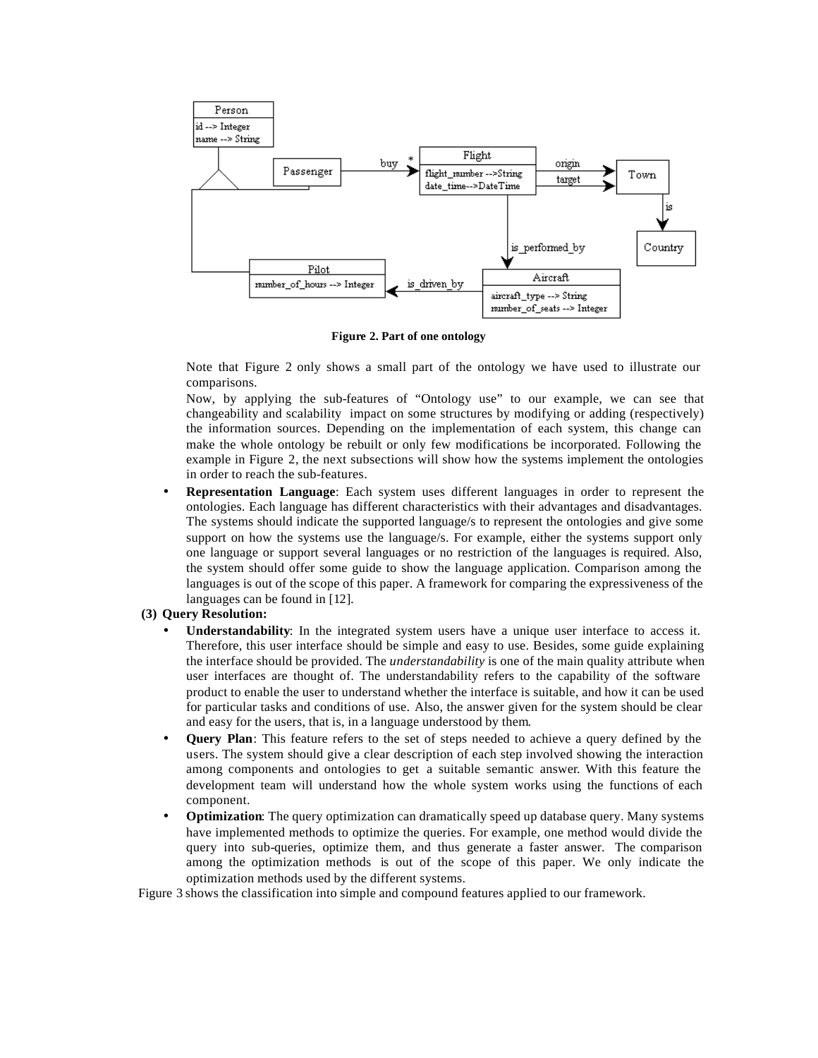**Figure 2. Part of one ontology**

Note that Figure 2 only shows a small part of the ontology we have used to illustrate our comparisons.

Now, by applying the sub-features of "Ontology use" to our example, we can see that changeability and scalability impact on some structures by modifying or adding (respectively) the information sources. Depending on the implementation of each system, this change can make the whole ontology be rebuilt or only few modifications be incorporated. Following the example in Figure 2, the next subsections will show how the systems implement the ontologies in order to reach the sub-features.

- **Representation Language**: Each system uses different languages in order to represent the ontologies. Each language has different characteristics with their advantages and disadvantages. The systems should indicate the supported language/s to represent the ontologies and give some support on how the systems use the language/s. For example, either the systems support only one language or support several languages or no restriction of the languages is required. Also, the system should offer some guide to show the language application. Comparison among the languages is out of the scope of this paper. A framework for comparing the expressiveness of the languages can be found in [12].

**(3) Query Resolution:**

- **Understandability**: In the integrated system users have a unique user interface to access it. Therefore, this user interface should be simple and easy to use. Besides, some guide explaining the interface should be provided. The *understandability* is one of the main quality attribute when user interfaces are thought of. The understandability refers to the capability of the software product to enable the user to understand whether the interface is suitable, and how it can be used for particular tasks and conditions of use. Also, the answer given for the system should be clear and easy for the users, that is, in a language understood by them.
- **Query Plan**: This feature refers to the set of steps needed to achieve a query defined by the users. The system should give a clear description of each step involved showing the interaction among components and ontologies to get a suitable semantic answer. With this feature the development team will understand how the whole system works using the functions of each component.
- **Optimization**: The query optimization can dramatically speed up database query. Many systems have implemented methods to optimize the queries. For example, one method would divide the query into sub-queries, optimize them, and thus generate a faster answer. The comparison among the optimization methods is out of the scope of this paper. We only indicate the optimization methods used by the different systems.

Figure 3 shows the classification into simple and compound features applied to our framework.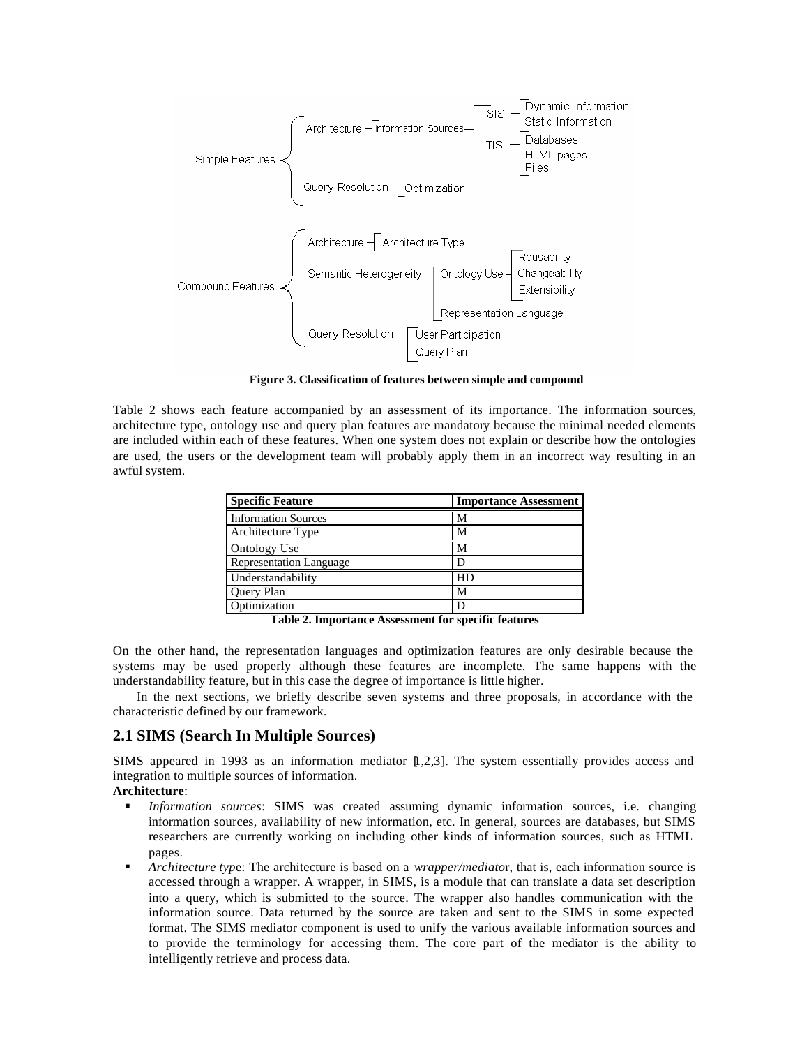Figure 3. Classification of features between simple and compound

Table 2 shows each feature accompanied by an assessment of its importance. The information sources, architecture type, ontology use and query plan features are mandatory because the minimal needed elements are included within each of these features. When one system does not explain or describe how the ontologies are used, the users or the development team will probably apply them in an incorrect way resulting in an awful system.

| Specific Feature | Importance Assessment |
| --- | --- |
| Information Sources | M |
| Architecture Type | M |
| Ontology Use | M |
| Representation Language | D |
| Understandability | HD |
| Query Plan | M |
| Optimization | D |

**Table 2. Importance Assessment for specific features**

On the other hand, the representation languages and optimization features are only desirable because the systems may be used properly although these features are incomplete. The same happens with the understandability feature, but in this case the degree of importance is little higher.

In the next sections, we briefly describe seven systems and three proposals, in accordance with the characteristic defined by our framework.

## 2.1 SIMS (Search In Multiple Sources)

SIMS appeared in 1993 as an information mediator [1,2,3]. The system essentially provides access and integration to multiple sources of information.

**Architecture**:

- *Information sources*: SIMS was created assuming dynamic information sources, i.e. changing information sources, availability of new information, etc. In general, sources are databases, but SIMS researchers are currently working on including other kinds of information sources, such as HTML pages.
- *Architecture type*: The architecture is based on a *wrapper/mediator*, that is, each information source is accessed through a wrapper. A wrapper, in SIMS, is a module that can translate a data set description into a query, which is submitted to the source. The wrapper also handles communication with the information source. Data returned by the source are taken and sent to the SIMS in some expected format. The SIMS mediator component is used to unify the various available information sources and to provide the terminology for accessing them. The core part of the mediator is the ability to intelligently retrieve and process data.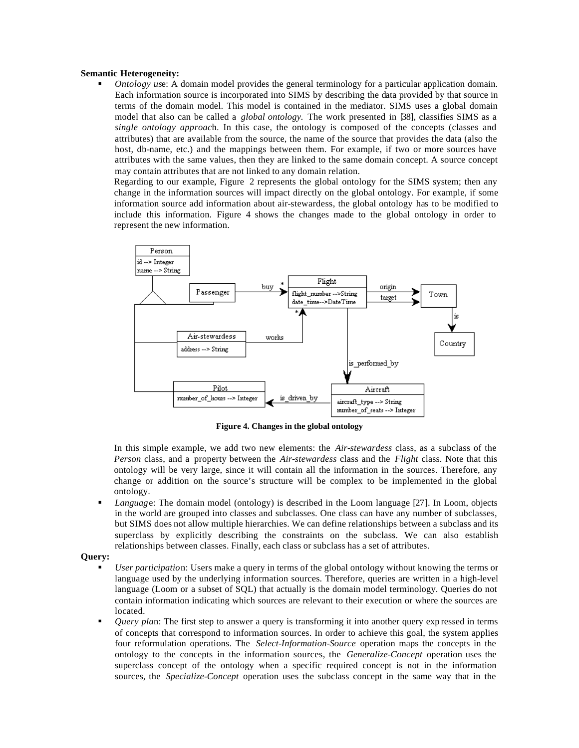**Semantic Heterogeneity:**

- *Ontology use*: A domain model provides the general terminology for a particular application domain. Each information source is incorporated into SIMS by describing the data provided by that source in terms of the domain model. This model is contained in the mediator. SIMS uses a global domain model that also can be called a *global ontology.* The work presented in [38], classifies SIMS as a *single ontology approach*. In this case, the ontology is composed of the concepts (classes and attributes) that are available from the source, the name of the source that provides the data (also the host, db-name, etc.) and the mappings between them. For example, if two or more sources have attributes with the same values, then they are linked to the same domain concept. A source concept may contain attributes that are not linked to any domain relation.

  Regarding to our example, Figure 2 represents the global ontology for the SIMS system; then any change in the information sources will impact directly on the global ontology. For example, if some information source add information about air-stewardess, the global ontology has to be modified to include this information. Figure 4 shows the changes made to the global ontology in order to represent the new information.

**Figure 4. Changes in the global ontology**

  In this simple example, we add two new elements: the *Air-stewardess* class, as a subclass of the *Person* class, and a property between the *Air-stewardess* class and the *Flight* class. Note that this ontology will be very large, since it will contain all the information in the sources. Therefore, any change or addition on the source's structure will be complex to be implemented in the global ontology.

- *Language*: The domain model (ontology) is described in the Loom language [27]. In Loom, objects in the world are grouped into classes and subclasses. One class can have any number of subclasses, but SIMS does not allow multiple hierarchies. We can define relationships between a subclass and its superclass by explicitly describing the constraints on the subclass. We can also establish relationships between classes. Finally, each class or subclass has a set of attributes.

**Query:**

- *User participation*: Users make a query in terms of the global ontology without knowing the terms or language used by the underlying information sources. Therefore, queries are written in a high-level language (Loom or a subset of SQL) that actually is the domain model terminology. Queries do not contain information indicating which sources are relevant to their execution or where the sources are located.
- *Query plan*: The first step to answer a query is transforming it into another query expressed in terms of concepts that correspond to information sources. In order to achieve this goal, the system applies four reformulation operations. The *Select-Information-Source* operation maps the concepts in the ontology to the concepts in the information sources, the *Generalize-Concept* operation uses the superclass concept of the ontology when a specific required concept is not in the information sources, the *Specialize-Concept* operation uses the subclass concept in the same way that in the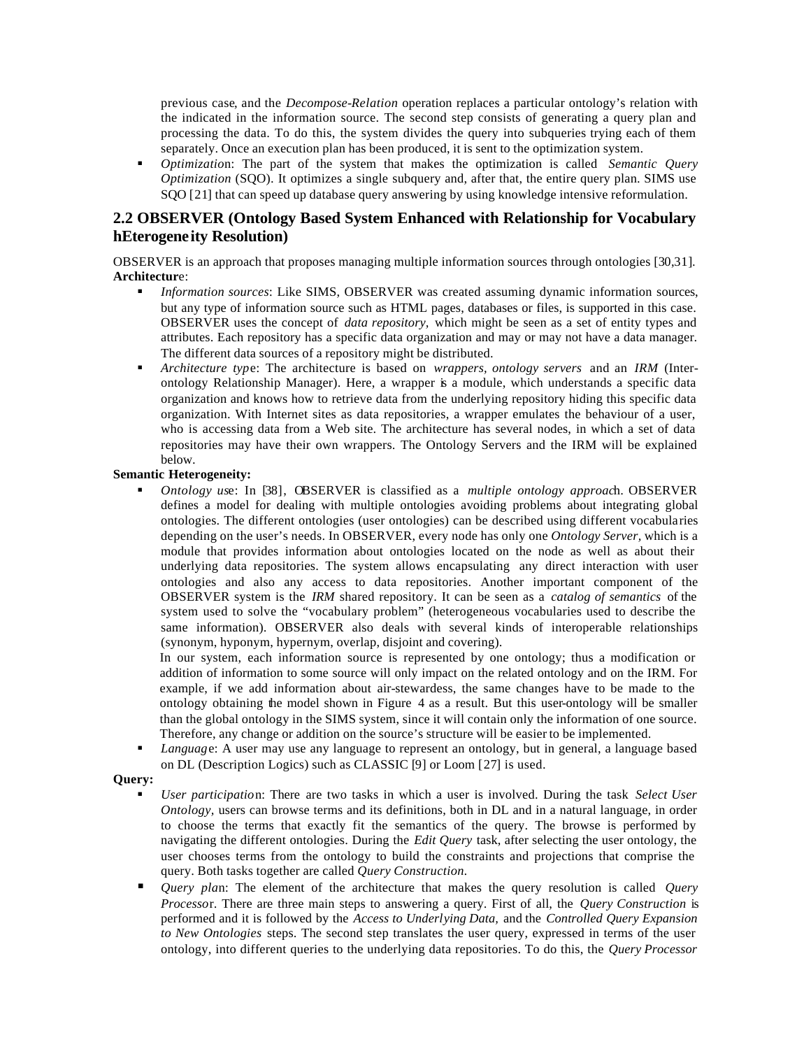previous case, and the *Decompose-Relation* operation replaces a particular ontology's relation with the indicated in the information source. The second step consists of generating a query plan and processing the data. To do this, the system divides the query into subqueries trying each of them separately. Once an execution plan has been produced, it is sent to the optimization system.

- *Optimization*: The part of the system that makes the optimization is called *Semantic Query Optimization* (SQO). It optimizes a single subquery and, after that, the entire query plan. SIMS use SQO [21] that can speed up database query answering by using knowledge intensive reformulation.

## 2.2 OBSERVER (Ontology Based System Enhanced with Relationship for Vocabulary hEterogeneity Resolution)

OBSERVER is an approach that proposes managing multiple information sources through ontologies [30,31].

**Architecture**:

- *Information sources*: Like SIMS, OBSERVER was created assuming dynamic information sources, but any type of information source such as HTML pages, databases or files, is supported in this case. OBSERVER uses the concept of *data repository,* which might be seen as a set of entity types and attributes. Each repository has a specific data organization and may or may not have a data manager. The different data sources of a repository might be distributed.
- *Architecture type*: The architecture is based on *wrappers*, *ontology servers* and an *IRM* (Inter-ontology Relationship Manager). Here, a wrapper is a module, which understands a specific data organization and knows how to retrieve data from the underlying repository hiding this specific data organization. With Internet sites as data repositories, a wrapper emulates the behaviour of a user, who is accessing data from a Web site. The architecture has several nodes, in which a set of data repositories may have their own wrappers. The Ontology Servers and the IRM will be explained below.

**Semantic Heterogeneity:**

- *Ontology use*: In [38], OBSERVER is classified as a *multiple ontology approach*. OBSERVER defines a model for dealing with multiple ontologies avoiding problems about integrating global ontologies. The different ontologies (user ontologies) can be described using different vocabularies depending on the user's needs. In OBSERVER, every node has only one *Ontology Server*, which is a module that provides information about ontologies located on the node as well as about their underlying data repositories. The system allows encapsulating any direct interaction with user ontologies and also any access to data repositories. Another important component of the OBSERVER system is the *IRM* shared repository. It can be seen as a *catalog of semantics* of the system used to solve the "vocabulary problem" (heterogeneous vocabularies used to describe the same information). OBSERVER also deals with several kinds of interoperable relationships (synonym, hyponym, hypernym, overlap, disjoint and covering).

  In our system, each information source is represented by one ontology; thus a modification or addition of information to some source will only impact on the related ontology and on the IRM. For example, if we add information about air-stewardess, the same changes have to be made to the ontology obtaining the model shown in Figure 4 as a result. But this user-ontology will be smaller than the global ontology in the SIMS system, since it will contain only the information of one source. Therefore, any change or addition on the source's structure will be easier to be implemented.
- *Language*: A user may use any language to represent an ontology, but in general, a language based on DL (Description Logics) such as CLASSIC [9] or Loom [27] is used.

**Query:**

- *User participation*: There are two tasks in which a user is involved. During the task *Select User Ontology,* users can browse terms and its definitions, both in DL and in a natural language, in order to choose the terms that exactly fit the semantics of the query. The browse is performed by navigating the different ontologies. During the *Edit Query* task, after selecting the user ontology, the user chooses terms from the ontology to build the constraints and projections that comprise the query. Both tasks together are called *Query Construction*.
- *Query plan*: The element of the architecture that makes the query resolution is called *Query Processor*. There are three main steps to answering a query. First of all, the *Query Construction* is performed and it is followed by the *Access to Underlying Data,* and the *Controlled Query Expansion to New Ontologies* steps. The second step translates the user query, expressed in terms of the user ontology, into different queries to the underlying data repositories. To do this, the *Query Processor*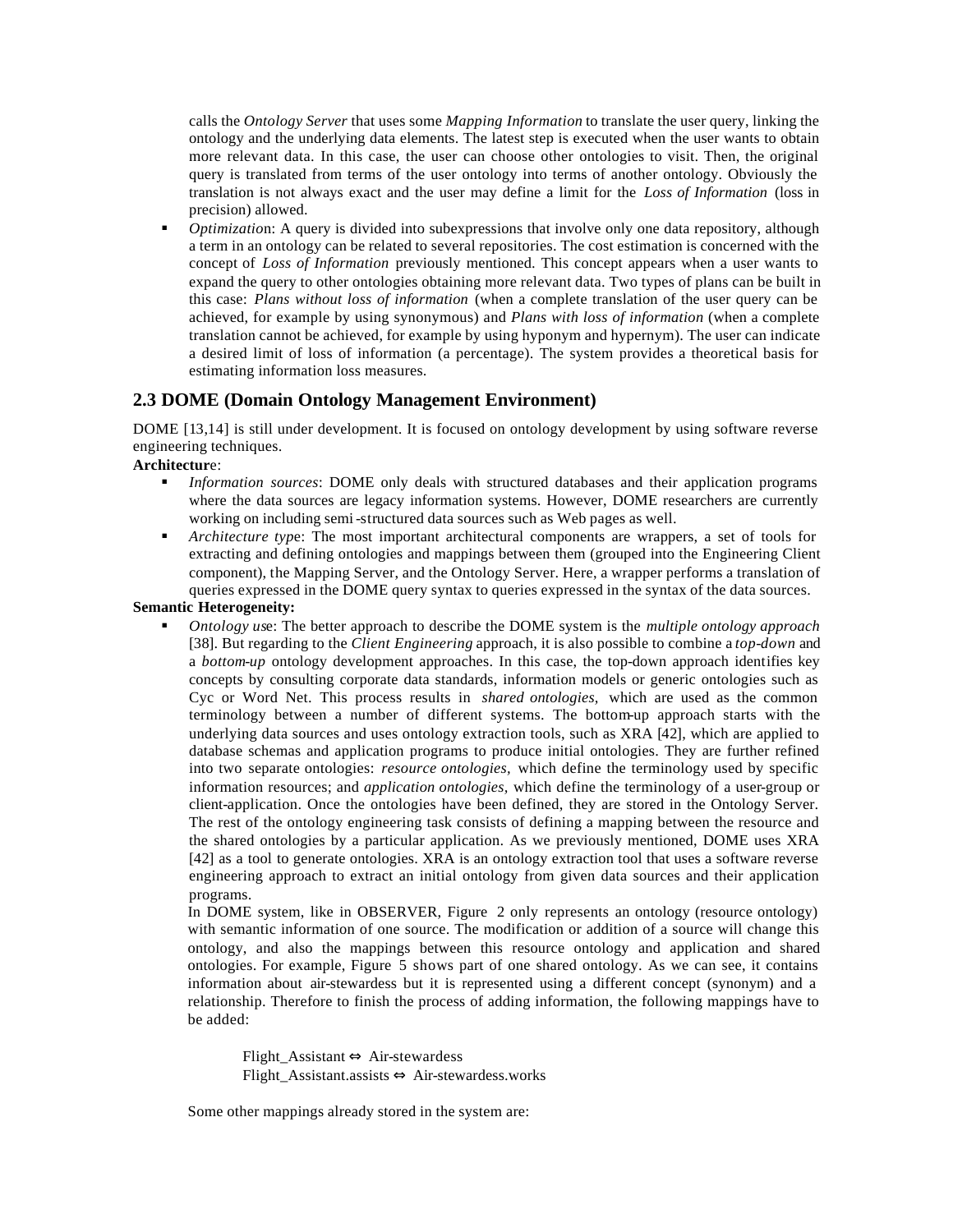calls the *Ontology Server* that uses some *Mapping Information* to translate the user query, linking the ontology and the underlying data elements. The latest step is executed when the user wants to obtain more relevant data. In this case, the user can choose other ontologies to visit. Then, the original query is translated from terms of the user ontology into terms of another ontology. Obviously the translation is not always exact and the user may define a limit for the *Loss of Information* (loss in precision) allowed.

- *Optimization*: A query is divided into subexpressions that involve only one data repository, although a term in an ontology can be related to several repositories. The cost estimation is concerned with the concept of *Loss of Information* previously mentioned. This concept appears when a user wants to expand the query to other ontologies obtaining more relevant data. Two types of plans can be built in this case: *Plans without loss of information* (when a complete translation of the user query can be achieved, for example by using synonymous) and *Plans with loss of information* (when a complete translation cannot be achieved, for example by using hyponym and hypernym). The user can indicate a desired limit of loss of information (a percentage). The system provides a theoretical basis for estimating information loss measures.

## 2.3 DOME (Domain Ontology Management Environment)

DOME [13,14] is still under development. It is focused on ontology development by using software reverse engineering techniques.

**Architecture**:

- *Information sources*: DOME only deals with structured databases and their application programs where the data sources are legacy information systems. However, DOME researchers are currently working on including semi-structured data sources such as Web pages as well.
- *Architecture type*: The most important architectural components are wrappers, a set of tools for extracting and defining ontologies and mappings between them (grouped into the Engineering Client component), the Mapping Server, and the Ontology Server. Here, a wrapper performs a translation of queries expressed in the DOME query syntax to queries expressed in the syntax of the data sources.

**Semantic Heterogeneity:**

- *Ontology use*: The better approach to describe the DOME system is the *multiple ontology approach* [38]. But regarding to the *Client Engineering* approach, it is also possible to combine a *top-down* and a *bottom-up* ontology development approaches. In this case, the top-down approach identifies key concepts by consulting corporate data standards, information models or generic ontologies such as Cyc or Word Net. This process results in *shared ontologies*, which are used as the common terminology between a number of different systems. The bottom-up approach starts with the underlying data sources and uses ontology extraction tools, such as XRA [42], which are applied to database schemas and application programs to produce initial ontologies. They are further refined into two separate ontologies: *resource ontologies*, which define the terminology used by specific information resources; and *application ontologies*, which define the terminology of a user-group or client-application. Once the ontologies have been defined, they are stored in the Ontology Server. The rest of the ontology engineering task consists of defining a mapping between the resource and the shared ontologies by a particular application. As we previously mentioned, DOME uses XRA [42] as a tool to generate ontologies. XRA is an ontology extraction tool that uses a software reverse engineering approach to extract an initial ontology from given data sources and their application programs.

  In DOME system, like in OBSERVER, Figure 2 only represents an ontology (resource ontology) with semantic information of one source. The modification or addition of a source will change this ontology, and also the mappings between this resource ontology and application and shared ontologies. For example, Figure 5 shows part of one shared ontology. As we can see, it contains information about air-stewardess but it is represented using a different concept (synonym) and a relationship. Therefore to finish the process of adding information, the following mappings have to be added:

  Flight_Assistant ⇔ Air-stewardess
  Flight_Assistant.assists ⇔ Air-stewardess.works

  Some other mappings already stored in the system are: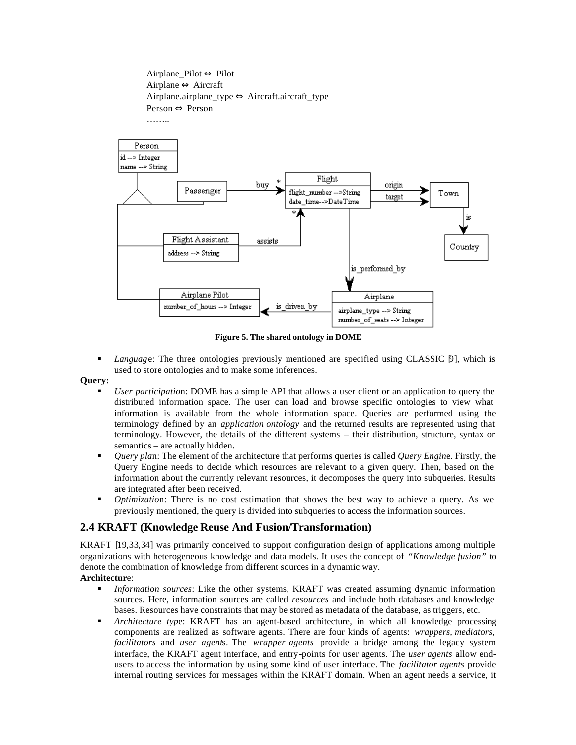Airplane_Pilot ⇔ Pilot
Airplane ⇔ Aircraft
Airplane.airplane_type ⇔ Aircraft.aircraft_type
Person ⇔ Person
……..

**Figure 5. The shared ontology in DOME**

- *Language*: The three ontologies previously mentioned are specified using CLASSIC [9], which is used to store ontologies and to make some inferences.

**Query:**

- *User participation*: DOME has a simple API that allows a user client or an application to query the distributed information space. The user can load and browse specific ontologies to view what information is available from the whole information space. Queries are performed using the terminology defined by an *application ontology* and the returned results are represented using that terminology. However, the details of the different systems – their distribution, structure, syntax or semantics – are actually hidden.
- *Query plan*: The element of the architecture that performs queries is called *Query Engine*. Firstly, the Query Engine needs to decide which resources are relevant to a given query. Then, based on the information about the currently relevant resources, it decomposes the query into subqueries. Results are integrated after been received.
- *Optimization*: There is no cost estimation that shows the best way to achieve a query. As we previously mentioned, the query is divided into subqueries to access the information sources.

## 2.4 KRAFT (Knowledge Reuse And Fusion/Transformation)

KRAFT [19,33,34] was primarily conceived to support configuration design of applications among multiple organizations with heterogeneous knowledge and data models. It uses the concept of *"Knowledge fusion"* to denote the combination of knowledge from different sources in a dynamic way.

**Architecture**:

- *Information sources*: Like the other systems, KRAFT was created assuming dynamic information sources. Here, information sources are called *resources* and include both databases and knowledge bases. Resources have constraints that may be stored as metadata of the database, as triggers, etc.
- *Architecture type*: KRAFT has an agent-based architecture, in which all knowledge processing components are realized as software agents. There are four kinds of agents: *wrappers, mediators, facilitators* and *user agents*. The *wrapper agents* provide a bridge among the legacy system interface, the KRAFT agent interface, and entry-points for user agents. The *user agents* allow end-users to access the information by using some kind of user interface. The *facilitator agents* provide internal routing services for messages within the KRAFT domain. When an agent needs a service, it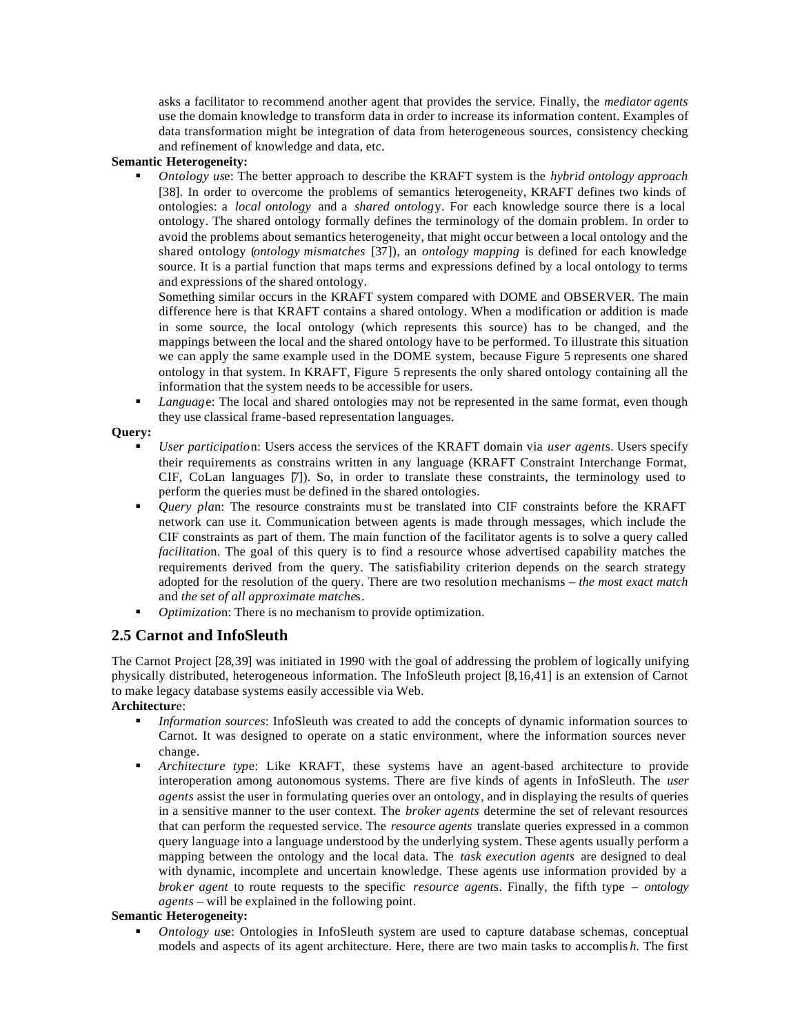asks a facilitator to recommend another agent that provides the service. Finally, the *mediator agents* use the domain knowledge to transform data in order to increase its information content. Examples of data transformation might be integration of data from heterogeneous sources, consistency checking and refinement of knowledge and data, etc.

**Semantic Heterogeneity:**

- *Ontology use*: The better approach to describe the KRAFT system is the *hybrid ontology approach* [38]. In order to overcome the problems of semantics heterogeneity, KRAFT defines two kinds of ontologies: a *local ontology* and a *shared ontology*. For each knowledge source there is a local ontology. The shared ontology formally defines the terminology of the domain problem. In order to avoid the problems about semantics heterogeneity, that might occur between a local ontology and the shared ontology (*ontology mismatches* [37]), an *ontology mapping* is defined for each knowledge source. It is a partial function that maps terms and expressions defined by a local ontology to terms and expressions of the shared ontology.

  Something similar occurs in the KRAFT system compared with DOME and OBSERVER. The main difference here is that KRAFT contains a shared ontology. When a modification or addition is made in some source, the local ontology (which represents this source) has to be changed, and the mappings between the local and the shared ontology have to be performed. To illustrate this situation we can apply the same example used in the DOME system, because Figure 5 represents one shared ontology in that system. In KRAFT, Figure 5 represents the only shared ontology containing all the information that the system needs to be accessible for users.
- *Language*: The local and shared ontologies may not be represented in the same format, even though they use classical frame-based representation languages.

**Query:**

- *User participation*: Users access the services of the KRAFT domain via *user agents*. Users specify their requirements as constrains written in any language (KRAFT Constraint Interchange Format, CIF, CoLan languages [7]). So, in order to translate these constraints, the terminology used to perform the queries must be defined in the shared ontologies.
- *Query plan*: The resource constraints must be translated into CIF constraints before the KRAFT network can use it. Communication between agents is made through messages, which include the CIF constraints as part of them. The main function of the facilitator agents is to solve a query called *facilitation*. The goal of this query is to find a resource whose advertised capability matches the requirements derived from the query. The satisfiability criterion depends on the search strategy adopted for the resolution of the query. There are two resolution mechanisms – *the most exact match* and *the set of all approximate matches*.
- *Optimization*: There is no mechanism to provide optimization.

## 2.5 Carnot and InfoSleuth

The Carnot Project [28,39] was initiated in 1990 with the goal of addressing the problem of logically unifying physically distributed, heterogeneous information. The InfoSleuth project [8,16,41] is an extension of Carnot to make legacy database systems easily accessible via Web.

**Architecture**:

- *Information sources*: InfoSleuth was created to add the concepts of dynamic information sources to Carnot. It was designed to operate on a static environment, where the information sources never change.
- *Architecture type*: Like KRAFT, these systems have an agent-based architecture to provide interoperation among autonomous systems. There are five kinds of agents in InfoSleuth. The *user agents* assist the user in formulating queries over an ontology, and in displaying the results of queries in a sensitive manner to the user context. The *broker agents* determine the set of relevant resources that can perform the requested service. The *resource agents* translate queries expressed in a common query language into a language understood by the underlying system. These agents usually perform a mapping between the ontology and the local data. The *task execution agents* are designed to deal with dynamic, incomplete and uncertain knowledge. These agents use information provided by a *broker agent* to route requests to the specific *resource agents*. Finally, the fifth type – *ontology agents* – will be explained in the following point.

**Semantic Heterogeneity:**

- *Ontology use*: Ontologies in InfoSleuth system are used to capture database schemas, conceptual models and aspects of its agent architecture. Here, there are two main tasks to accomplish. The first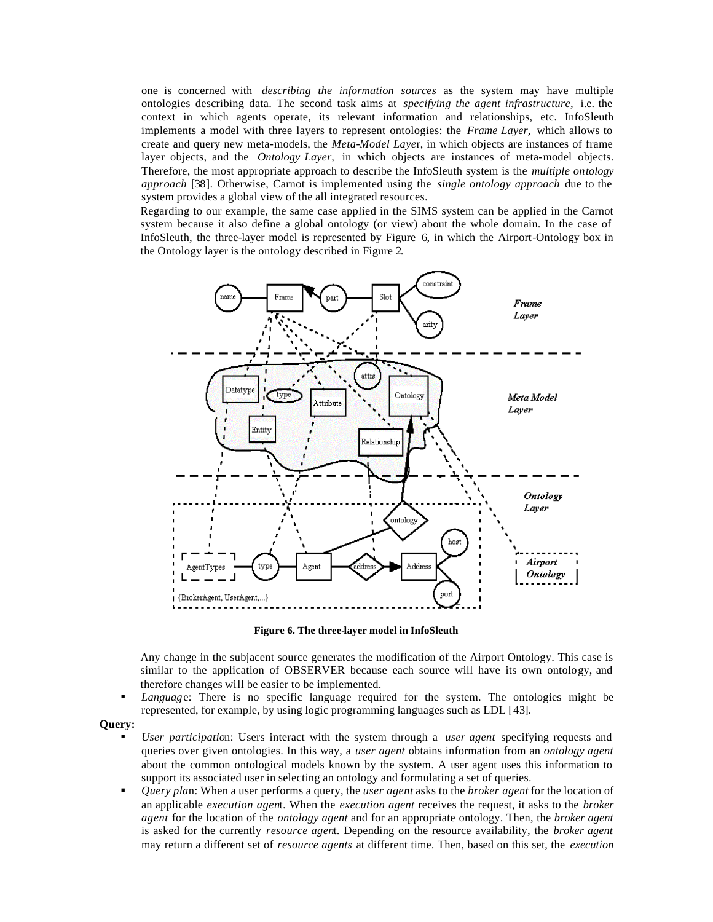one is concerned with *describing the information sources* as the system may have multiple ontologies describing data. The second task aims at *specifying the agent infrastructure,* i.e. the context in which agents operate, its relevant information and relationships, etc. InfoSleuth implements a model with three layers to represent ontologies: the *Frame Layer,* which allows to create and query new meta-models, the *Meta-Model Layer*, in which objects are instances of frame layer objects, and the *Ontology Layer,* in which objects are instances of meta-model objects. Therefore, the most appropriate approach to describe the InfoSleuth system is the *multiple ontology approach* [38]. Otherwise, Carnot is implemented using the *single ontology approach* due to the system provides a global view of the all integrated resources.

Regarding to our example, the same case applied in the SIMS system can be applied in the Carnot system because it also define a global ontology (or view) about the whole domain. In the case of InfoSleuth, the three-layer model is represented by Figure 6, in which the Airport-Ontology box in the Ontology layer is the ontology described in Figure 2.

**Figure 6. The three-layer model in InfoSleuth**

Any change in the subjacent source generates the modification of the Airport Ontology. This case is similar to the application of OBSERVER because each source will have its own ontology, and therefore changes will be easier to be implemented.

- *Language*: There is no specific language required for the system. The ontologies might be represented, for example, by using logic programming languages such as LDL [43].

**Query:**

- *User participation*: Users interact with the system through a *user agent* specifying requests and queries over given ontologies. In this way, a *user agent* obtains information from an *ontology agent* about the common ontological models known by the system. A user agent uses this information to support its associated user in selecting an ontology and formulating a set of queries.
- *Query plan*: When a user performs a query, the *user agent* asks to the *broker agent* for the location of an applicable *execution agent*. When the *execution agent* receives the request, it asks to the *broker agent* for the location of the *ontology agent* and for an appropriate ontology. Then, the *broker agent* is asked for the currently *resource agent*. Depending on the resource availability, the *broker agent* may return a different set of *resource agents* at different time. Then, based on this set, the *execution*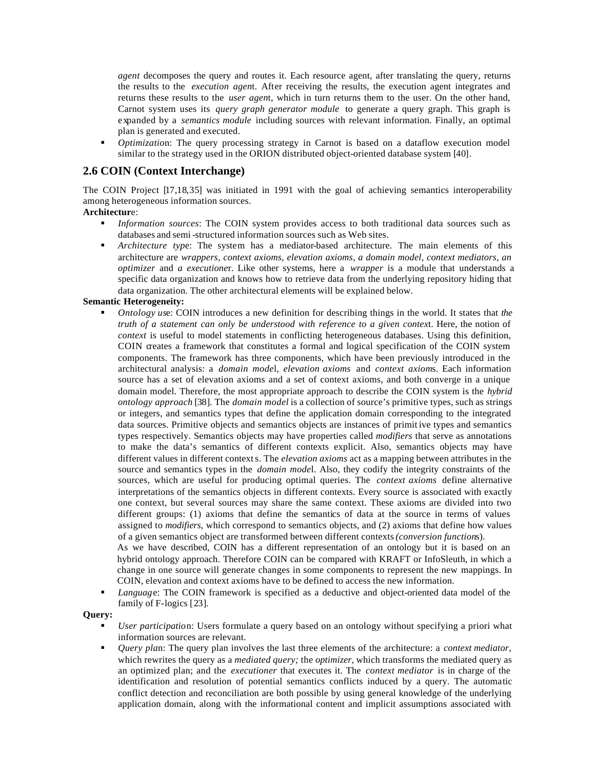agent decomposes the query and routes it. Each resource agent, after translating the query, returns the results to the *execution agent*. After receiving the results, the execution agent integrates and returns these results to the *user agent*, which in turn returns them to the user. On the other hand, Carnot system uses its *query graph generator module* to generate a query graph. This graph is expanded by a *semantics module* including sources with relevant information. Finally, an optimal plan is generated and executed.

- *Optimization*: The query processing strategy in Carnot is based on a dataflow execution model similar to the strategy used in the ORION distributed object-oriented database system [40].

## 2.6 COIN (Context Interchange)

The COIN Project [17,18,35] was initiated in 1991 with the goal of achieving semantics interoperability among heterogeneous information sources.

**Architecture**:

- *Information sources*: The COIN system provides access to both traditional data sources such as databases and semi-structured information sources such as Web sites.
- *Architecture type*: The system has a mediator-based architecture. The main elements of this architecture are *wrappers, context axioms, elevation axioms, a domain model, context mediators, an optimizer* and *a executioner*. Like other systems, here a *wrapper* is a module that understands a specific data organization and knows how to retrieve data from the underlying repository hiding that data organization. The other architectural elements will be explained below.

**Semantic Heterogeneity:**

- *Ontology use*: COIN introduces a new definition for describing things in the world. It states that *the truth of a statement can only be understood with reference to a given context*. Here, the notion of *context* is useful to model statements in conflicting heterogeneous databases. Using this definition, COIN creates a framework that constitutes a formal and logical specification of the COIN system components. The framework has three components, which have been previously introduced in the architectural analysis: a *domain model*, *elevation axioms* and *context axioms*. Each information source has a set of elevation axioms and a set of context axioms, and both converge in a unique domain model. Therefore, the most appropriate approach to describe the COIN system is the *hybrid ontology approach* [38]. The *domain model* is a collection of source's primitive types, such as strings or integers, and semantics types that define the application domain corresponding to the integrated data sources. Primitive objects and semantics objects are instances of primitive types and semantics types respectively. Semantics objects may have properties called *modifiers* that serve as annotations to make the data's semantics of different contexts explicit. Also, semantics objects may have different values in different contexts. The *elevation axioms* act as a mapping between attributes in the source and semantics types in the *domain model*. Also, they codify the integrity constraints of the sources, which are useful for producing optimal queries. The *context axioms* define alternative interpretations of the semantics objects in different contexts. Every source is associated with exactly one context, but several sources may share the same context. These axioms are divided into two different groups: (1) axioms that define the semantics of data at the source in terms of values assigned to *modifiers,* which correspond to semantics objects, and (2) axioms that define how values of a given semantics object are transformed between different contexts *(conversion functions*).

  As we have described, COIN has a different representation of an ontology but it is based on an hybrid ontology approach. Therefore COIN can be compared with KRAFT or InfoSleuth, in which a change in one source will generate changes in some components to represent the new mappings. In COIN, elevation and context axioms have to be defined to access the new information.
- *Language*: The COIN framework is specified as a deductive and object-oriented data model of the family of F-logics [23].

**Query:**

- *User participation*: Users formulate a query based on an ontology without specifying a priori what information sources are relevant.
- *Query plan*: The query plan involves the last three elements of the architecture: a *context mediator,* which rewrites the query as a *mediated query;* the *optimizer*, which transforms the mediated query as an optimized plan; and the *executioner* that executes it. The *context mediator* is in charge of the identification and resolution of potential semantics conflicts induced by a query. The automatic conflict detection and reconciliation are both possible by using general knowledge of the underlying application domain, along with the informational content and implicit assumptions associated with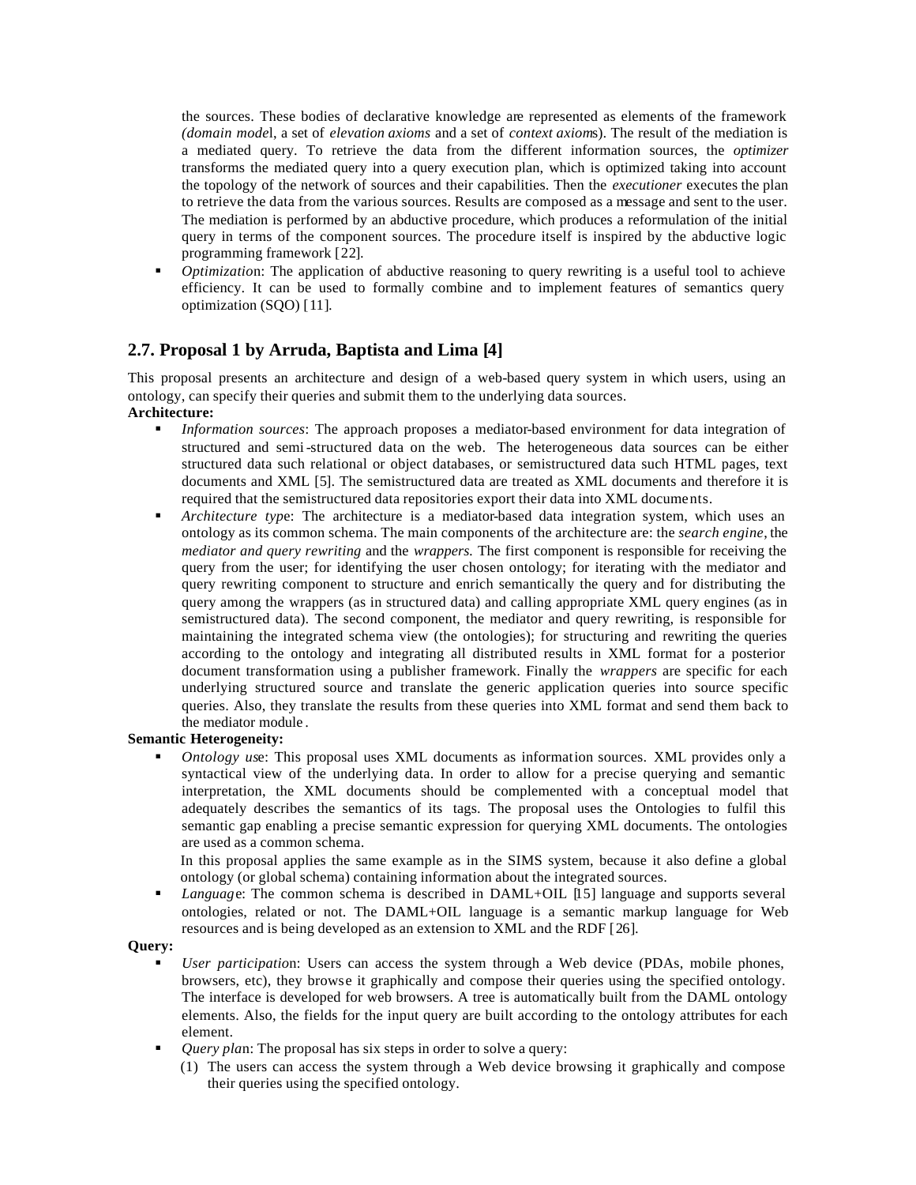the sources. These bodies of declarative knowledge are represented as elements of the framework *(domain model*, a set of *elevation axioms* and a set of *context axioms*). The result of the mediation is a mediated query. To retrieve the data from the different information sources, the *optimizer* transforms the mediated query into a query execution plan, which is optimized taking into account the topology of the network of sources and their capabilities. Then the *executioner* executes the plan to retrieve the data from the various sources. Results are composed as a message and sent to the user. The mediation is performed by an abductive procedure, which produces a reformulation of the initial query in terms of the component sources. The procedure itself is inspired by the abductive logic programming framework [22].

- *Optimization*: The application of abductive reasoning to query rewriting is a useful tool to achieve efficiency. It can be used to formally combine and to implement features of semantics query optimization (SQO) [11].

## 2.7. Proposal 1 by Arruda, Baptista and Lima [4]

This proposal presents an architecture and design of a web-based query system in which users, using an ontology, can specify their queries and submit them to the underlying data sources.

**Architecture:**

- *Information sources*: The approach proposes a mediator-based environment for data integration of structured and semi-structured data on the web. The heterogeneous data sources can be either structured data such relational or object databases, or semistructured data such HTML pages, text documents and XML [5]. The semistructured data are treated as XML documents and therefore it is required that the semistructured data repositories export their data into XML documents.
- *Architecture type*: The architecture is a mediator-based data integration system, which uses an ontology as its common schema. The main components of the architecture are: the *search engine*, the *mediator and query rewriting* and the *wrappers.* The first component is responsible for receiving the query from the user; for identifying the user chosen ontology; for iterating with the mediator and query rewriting component to structure and enrich semantically the query and for distributing the query among the wrappers (as in structured data) and calling appropriate XML query engines (as in semistructured data). The second component, the mediator and query rewriting, is responsible for maintaining the integrated schema view (the ontologies); for structuring and rewriting the queries according to the ontology and integrating all distributed results in XML format for a posterior document transformation using a publisher framework. Finally the *wrappers* are specific for each underlying structured source and translate the generic application queries into source specific queries. Also, they translate the results from these queries into XML format and send them back to the mediator module.

**Semantic Heterogeneity:**

- *Ontology use*: This proposal uses XML documents as information sources. XML provides only a syntactical view of the underlying data. In order to allow for a precise querying and semantic interpretation, the XML documents should be complemented with a conceptual model that adequately describes the semantics of its tags. The proposal uses the Ontologies to fulfil this semantic gap enabling a precise semantic expression for querying XML documents. The ontologies are used as a common schema.

  In this proposal applies the same example as in the SIMS system, because it also define a global ontology (or global schema) containing information about the integrated sources.
- *Language*: The common schema is described in DAML+OIL [15] language and supports several ontologies, related or not. The DAML+OIL language is a semantic markup language for Web resources and is being developed as an extension to XML and the RDF [26].

**Query:**

- *User participation*: Users can access the system through a Web device (PDAs, mobile phones, browsers, etc), they browse it graphically and compose their queries using the specified ontology. The interface is developed for web browsers. A tree is automatically built from the DAML ontology elements. Also, the fields for the input query are built according to the ontology attributes for each element.
- *Query plan*: The proposal has six steps in order to solve a query:
  1. The users can access the system through a Web device browsing it graphically and compose their queries using the specified ontology.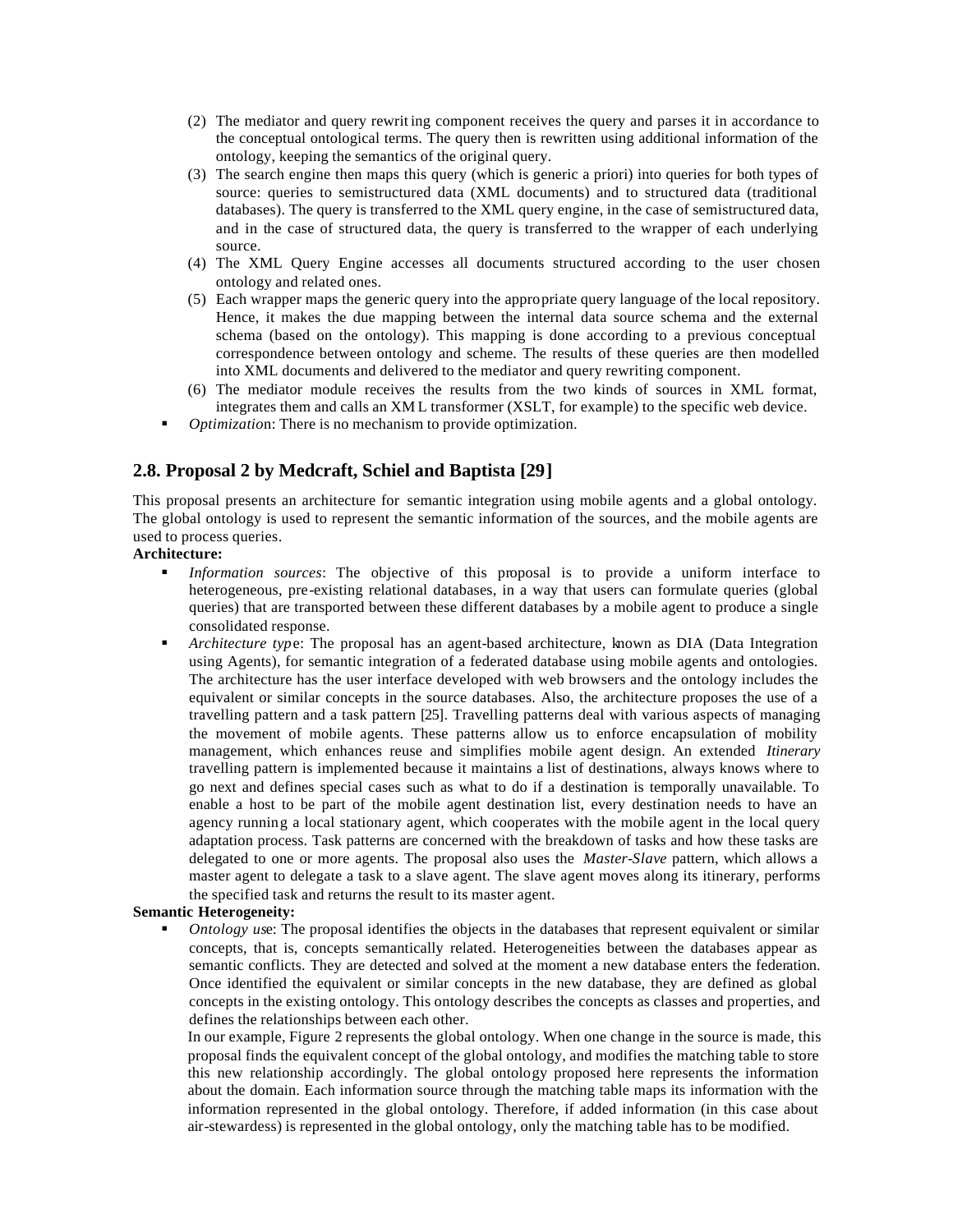(2) The mediator and query rewriting component receives the query and parses it in accordance to the conceptual ontological terms. The query then is rewritten using additional information of the ontology, keeping the semantics of the original query.
(3) The search engine then maps this query (which is generic a priori) into queries for both types of source: queries to semistructured data (XML documents) and to structured data (traditional databases). The query is transferred to the XML query engine, in the case of semistructured data, and in the case of structured data, the query is transferred to the wrapper of each underlying source.
(4) The XML Query Engine accesses all documents structured according to the user chosen ontology and related ones.
(5) Each wrapper maps the generic query into the appropriate query language of the local repository. Hence, it makes the due mapping between the internal data source schema and the external schema (based on the ontology). This mapping is done according to a previous conceptual correspondence between ontology and scheme. The results of these queries are then modelled into XML documents and delivered to the mediator and query rewriting component.
(6) The mediator module receives the results from the two kinds of sources in XML format, integrates them and calls an XML transformer (XSLT, for example) to the specific web device.

- *Optimization*: There is no mechanism to provide optimization.

## 2.8. Proposal 2 by Medcraft, Schiel and Baptista [29]

This proposal presents an architecture for semantic integration using mobile agents and a global ontology. The global ontology is used to represent the semantic information of the sources, and the mobile agents are used to process queries.

**Architecture:**

- *Information sources*: The objective of this proposal is to provide a uniform interface to heterogeneous, pre-existing relational databases, in a way that users can formulate queries (global queries) that are transported between these different databases by a mobile agent to produce a single consolidated response.
- *Architecture type*: The proposal has an agent-based architecture, known as DIA (Data Integration using Agents), for semantic integration of a federated database using mobile agents and ontologies. The architecture has the user interface developed with web browsers and the ontology includes the equivalent or similar concepts in the source databases. Also, the architecture proposes the use of a travelling pattern and a task pattern [25]. Travelling patterns deal with various aspects of managing the movement of mobile agents. These patterns allow us to enforce encapsulation of mobility management, which enhances reuse and simplifies mobile agent design. An extended *Itinerary* travelling pattern is implemented because it maintains a list of destinations, always knows where to go next and defines special cases such as what to do if a destination is temporally unavailable. To enable a host to be part of the mobile agent destination list, every destination needs to have an agency running a local stationary agent, which cooperates with the mobile agent in the local query adaptation process. Task patterns are concerned with the breakdown of tasks and how these tasks are delegated to one or more agents. The proposal also uses the *Master-Slave* pattern, which allows a master agent to delegate a task to a slave agent. The slave agent moves along its itinerary, performs the specified task and returns the result to its master agent.

**Semantic Heterogeneity:**

- *Ontology use*: The proposal identifies the objects in the databases that represent equivalent or similar concepts, that is, concepts semantically related. Heterogeneities between the databases appear as semantic conflicts. They are detected and solved at the moment a new database enters the federation. Once identified the equivalent or similar concepts in the new database, they are defined as global concepts in the existing ontology. This ontology describes the concepts as classes and properties, and defines the relationships between each other.

  In our example, Figure 2 represents the global ontology. When one change in the source is made, this proposal finds the equivalent concept of the global ontology, and modifies the matching table to store this new relationship accordingly. The global ontology proposed here represents the information about the domain. Each information source through the matching table maps its information with the information represented in the global ontology. Therefore, if added information (in this case about air-stewardess) is represented in the global ontology, only the matching table has to be modified.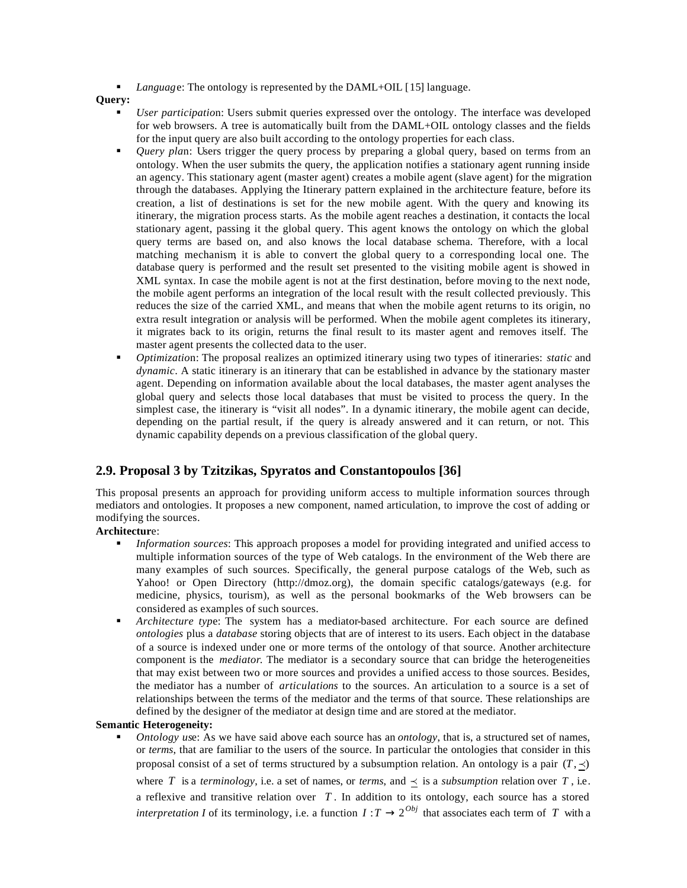- *Language*: The ontology is represented by the DAML+OIL [15] language.

**Query:**

- *User participation*: Users submit queries expressed over the ontology. The interface was developed for web browsers. A tree is automatically built from the DAML+OIL ontology classes and the fields for the input query are also built according to the ontology properties for each class.
- *Query plan*: Users trigger the query process by preparing a global query, based on terms from an ontology. When the user submits the query, the application notifies a stationary agent running inside an agency. This stationary agent (master agent) creates a mobile agent (slave agent) for the migration through the databases. Applying the Itinerary pattern explained in the architecture feature, before its creation, a list of destinations is set for the new mobile agent. With the query and knowing its itinerary, the migration process starts. As the mobile agent reaches a destination, it contacts the local stationary agent, passing it the global query. This agent knows the ontology on which the global query terms are based on, and also knows the local database schema. Therefore, with a local matching mechanism, it is able to convert the global query to a corresponding local one. The database query is performed and the result set presented to the visiting mobile agent is showed in XML syntax. In case the mobile agent is not at the first destination, before moving to the next node, the mobile agent performs an integration of the local result with the result collected previously. This reduces the size of the carried XML, and means that when the mobile agent returns to its origin, no extra result integration or analysis will be performed. When the mobile agent completes its itinerary, it migrates back to its origin, returns the final result to its master agent and removes itself. The master agent presents the collected data to the user.
- *Optimization*: The proposal realizes an optimized itinerary using two types of itineraries: *static* and *dynamic*. A static itinerary is an itinerary that can be established in advance by the stationary master agent. Depending on information available about the local databases, the master agent analyses the global query and selects those local databases that must be visited to process the query. In the simplest case, the itinerary is "visit all nodes". In a dynamic itinerary, the mobile agent can decide, depending on the partial result, if the query is already answered and it can return, or not. This dynamic capability depends on a previous classification of the global query.

## 2.9. Proposal 3 by Tzitzikas, Spyratos and Constantopoulos [36]

This proposal presents an approach for providing uniform access to multiple information sources through mediators and ontologies. It proposes a new component, named articulation, to improve the cost of adding or modifying the sources.

**Architecture**:

- *Information sources*: This approach proposes a model for providing integrated and unified access to multiple information sources of the type of Web catalogs. In the environment of the Web there are many examples of such sources. Specifically, the general purpose catalogs of the Web, such as Yahoo! or Open Directory (http://dmoz.org), the domain specific catalogs/gateways (e.g. for medicine, physics, tourism), as well as the personal bookmarks of the Web browsers can be considered as examples of such sources.
- *Architecture type*: The system has a mediator-based architecture. For each source are defined *ontologies* plus a *database* storing objects that are of interest to its users. Each object in the database of a source is indexed under one or more terms of the ontology of that source. Another architecture component is the *mediator*. The mediator is a secondary source that can bridge the heterogeneities that may exist between two or more sources and provides a unified access to those sources. Besides, the mediator has a number of *articulations* to the sources. An articulation to a source is a set of relationships between the terms of the mediator and the terms of that source. These relationships are defined by the designer of the mediator at design time and are stored at the mediator.

**Semantic Heterogeneity:**

- *Ontology use*: As we have said above each source has an *ontology*, that is, a structured set of names, or *terms*, that are familiar to the users of the source. In particular the ontologies that consider in this proposal consist of a set of terms structured by a subsumption relation. An ontology is a pair $(T, \preceq)$ where $T$ is a *terminology*, i.e. a set of names, or *terms*, and $\preceq$ is a *subsumption* relation over $T$, i.e. a reflexive and transitive relation over $T$. In addition to its ontology, each source has a stored *interpretation I* of its terminology, i.e. a function $I : T \rightarrow 2^{Obj}$ that associates each term of $T$ with a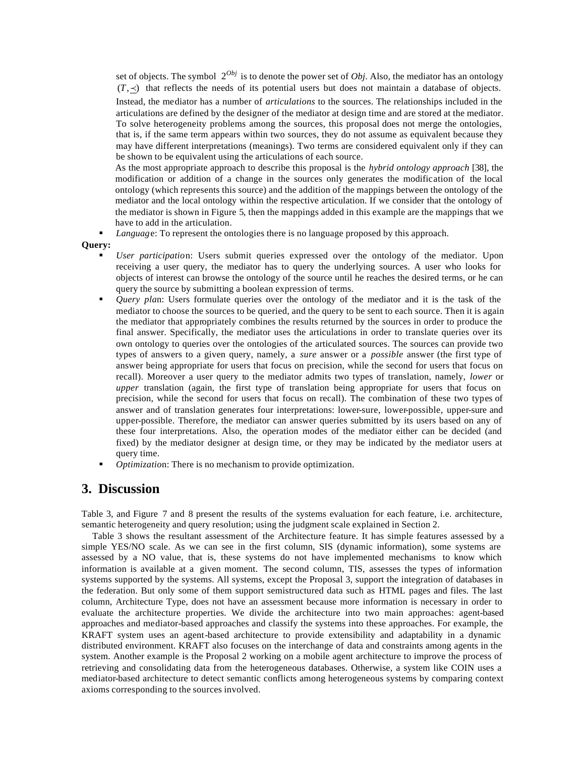set of objects. The symbol $2^{Obj}$ is to denote the power set of *Obj*. Also, the mediator has an ontology $(T, \preceq)$ that reflects the needs of its potential users but does not maintain a database of objects. Instead, the mediator has a number of *articulations* to the sources. The relationships included in the articulations are defined by the designer of the mediator at design time and are stored at the mediator. To solve heterogeneity problems among the sources, this proposal does not merge the ontologies, that is, if the same term appears within two sources, they do not assume as equivalent because they may have different interpretations (meanings). Two terms are considered equivalent only if they can be shown to be equivalent using the articulations of each source.

As the most appropriate approach to describe this proposal is the *hybrid ontology approach* [38], the modification or addition of a change in the sources only generates the modification of the local ontology (which represents this source) and the addition of the mappings between the ontology of the mediator and the local ontology within the respective articulation. If we consider that the ontology of the mediator is shown in Figure 5, then the mappings added in this example are the mappings that we have to add in the articulation.

- *Language*: To represent the ontologies there is no language proposed by this approach.

**Query:**

- *User participation*: Users submit queries expressed over the ontology of the mediator. Upon receiving a user query, the mediator has to query the underlying sources. A user who looks for objects of interest can browse the ontology of the source until he reaches the desired terms, or he can query the source by submitting a boolean expression of terms.
- *Query plan*: Users formulate queries over the ontology of the mediator and it is the task of the mediator to choose the sources to be queried, and the query to be sent to each source. Then it is again the mediator that appropriately combines the results returned by the sources in order to produce the final answer. Specifically, the mediator uses the articulations in order to translate queries over its own ontology to queries over the ontologies of the articulated sources. The sources can provide two types of answers to a given query, namely, a *sure* answer or a *possible* answer (the first type of answer being appropriate for users that focus on precision, while the second for users that focus on recall). Moreover a user query to the mediator admits two types of translation, namely, *lower* or *upper* translation (again, the first type of translation being appropriate for users that focus on precision, while the second for users that focus on recall). The combination of these two types of answer and of translation generates four interpretations: lower-sure, lower-possible, upper-sure and upper-possible. Therefore, the mediator can answer queries submitted by its users based on any of these four interpretations. Also, the operation modes of the mediator either can be decided (and fixed) by the mediator designer at design time, or they may be indicated by the mediator users at query time.
- *Optimization*: There is no mechanism to provide optimization.

## 3. Discussion

Table 3, and Figure 7 and 8 present the results of the systems evaluation for each feature, i.e. architecture, semantic heterogeneity and query resolution; using the judgment scale explained in Section 2.

Table 3 shows the resultant assessment of the Architecture feature. It has simple features assessed by a simple YES/NO scale. As we can see in the first column, SIS (dynamic information), some systems are assessed by a NO value, that is, these systems do not have implemented mechanisms to know which information is available at a given moment. The second column, TIS, assesses the types of information systems supported by the systems. All systems, except the Proposal 3, support the integration of databases in the federation. But only some of them support semistructured data such as HTML pages and files. The last column, Architecture Type, does not have an assessment because more information is necessary in order to evaluate the architecture properties. We divide the architecture into two main approaches: agent-based approaches and mediator-based approaches and classify the systems into these approaches. For example, the KRAFT system uses an agent-based architecture to provide extensibility and adaptability in a dynamic distributed environment. KRAFT also focuses on the interchange of data and constraints among agents in the system. Another example is the Proposal 2 working on a mobile agent architecture to improve the process of retrieving and consolidating data from the heterogeneous databases. Otherwise, a system like COIN uses a mediator-based architecture to detect semantic conflicts among heterogeneous systems by comparing context axioms corresponding to the sources involved.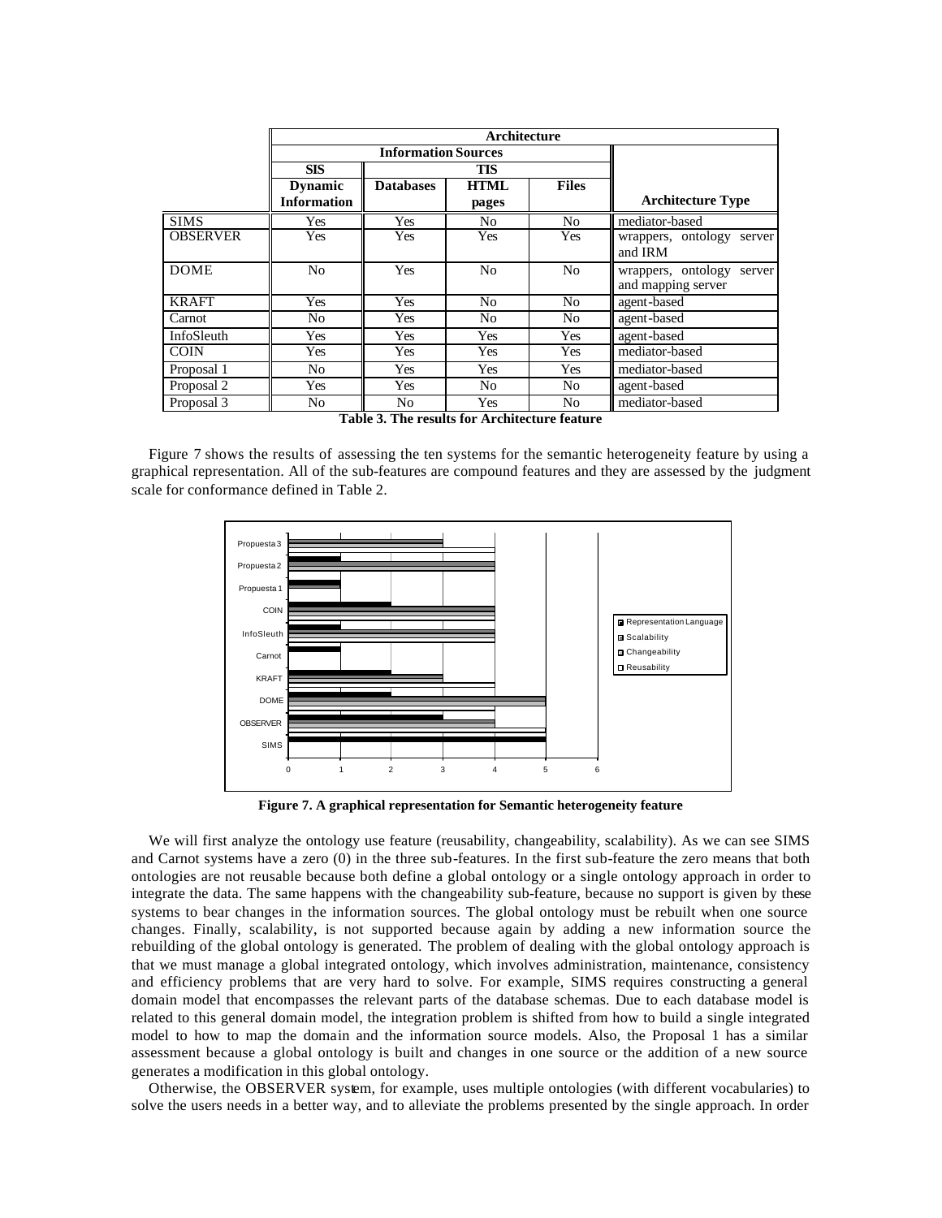|  | Architecture | | | | |
|---|---|---|---|---|---|
|  | Information Sources | | | | |
|  | SIS | TIS | | | |
|  | Dynamic Information | Databases | HTML pages | Files | Architecture Type |
| SIMS | Yes | Yes | No | No | mediator-based |
| OBSERVER | Yes | Yes | Yes | Yes | wrappers, ontology server and IRM |
| DOME | No | Yes | No | No | wrappers, ontology server and mapping server |
| KRAFT | Yes | Yes | No | No | agent-based |
| Carnot | No | Yes | No | No | agent-based |
| InfoSleuth | Yes | Yes | Yes | Yes | agent-based |
| COIN | Yes | Yes | Yes | Yes | mediator-based |
| Proposal 1 | No | Yes | Yes | Yes | mediator-based |
| Proposal 2 | Yes | Yes | No | No | agent-based |
| Proposal 3 | No | No | Yes | No | mediator-based |

**Table 3. The results for Architecture feature**

Figure 7 shows the results of assessing the ten systems for the semantic heterogeneity feature by using a graphical representation. All of the sub-features are compound features and they are assessed by the judgment scale for conformance defined in Table 2.

**Figure 7. A graphical representation for Semantic heterogeneity feature**

We will first analyze the ontology use feature (reusability, changeability, scalability). As we can see SIMS and Carnot systems have a zero (0) in the three sub-features. In the first sub-feature the zero means that both ontologies are not reusable because both define a global ontology or a single ontology approach in order to integrate the data. The same happens with the changeability sub-feature, because no support is given by these systems to bear changes in the information sources. The global ontology must be rebuilt when one source changes. Finally, scalability, is not supported because again by adding a new information source the rebuilding of the global ontology is generated. The problem of dealing with the global ontology approach is that we must manage a global integrated ontology, which involves administration, maintenance, consistency and efficiency problems that are very hard to solve. For example, SIMS requires constructing a general domain model that encompasses the relevant parts of the database schemas. Due to each database model is related to this general domain model, the integration problem is shifted from how to build a single integrated model to how to map the domain and the information source models. Also, the Proposal 1 has a similar assessment because a global ontology is built and changes in one source or the addition of a new source generates a modification in this global ontology.

Otherwise, the OBSERVER system, for example, uses multiple ontologies (with different vocabularies) to solve the users needs in a better way, and to alleviate the problems presented by the single approach. In order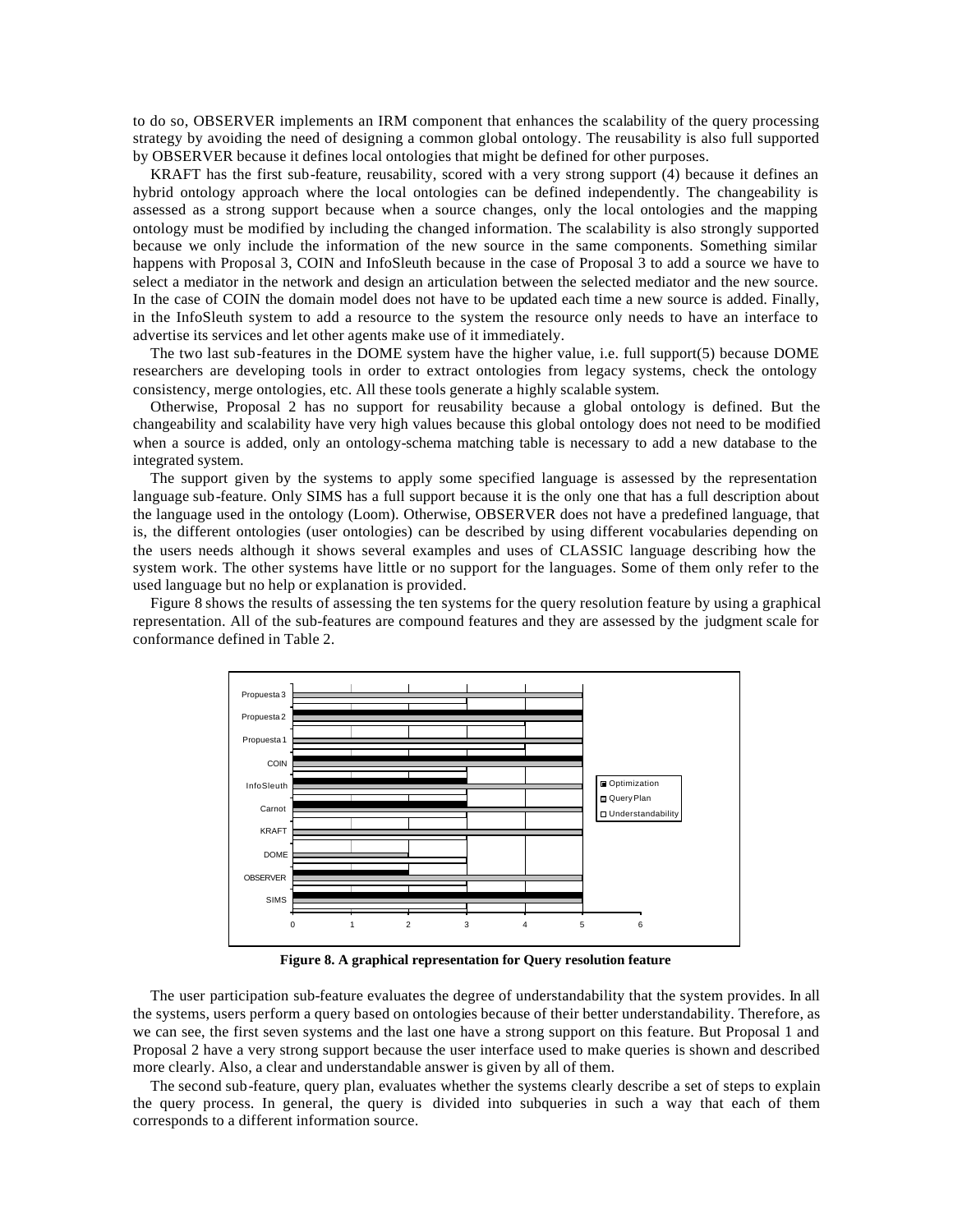to do so, OBSERVER implements an IRM component that enhances the scalability of the query processing strategy by avoiding the need of designing a common global ontology. The reusability is also full supported by OBSERVER because it defines local ontologies that might be defined for other purposes.

KRAFT has the first sub-feature, reusability, scored with a very strong support (4) because it defines an hybrid ontology approach where the local ontologies can be defined independently. The changeability is assessed as a strong support because when a source changes, only the local ontologies and the mapping ontology must be modified by including the changed information. The scalability is also strongly supported because we only include the information of the new source in the same components. Something similar happens with Proposal 3, COIN and InfoSleuth because in the case of Proposal 3 to add a source we have to select a mediator in the network and design an articulation between the selected mediator and the new source. In the case of COIN the domain model does not have to be updated each time a new source is added. Finally, in the InfoSleuth system to add a resource to the system the resource only needs to have an interface to advertise its services and let other agents make use of it immediately.

The two last sub-features in the DOME system have the higher value, i.e. full support(5) because DOME researchers are developing tools in order to extract ontologies from legacy systems, check the ontology consistency, merge ontologies, etc. All these tools generate a highly scalable system.

Otherwise, Proposal 2 has no support for reusability because a global ontology is defined. But the changeability and scalability have very high values because this global ontology does not need to be modified when a source is added, only an ontology-schema matching table is necessary to add a new database to the integrated system.

The support given by the systems to apply some specified language is assessed by the representation language sub-feature. Only SIMS has a full support because it is the only one that has a full description about the language used in the ontology (Loom). Otherwise, OBSERVER does not have a predefined language, that is, the different ontologies (user ontologies) can be described by using different vocabularies depending on the users needs although it shows several examples and uses of CLASSIC language describing how the system work. The other systems have little or no support for the languages. Some of them only refer to the used language but no help or explanation is provided.

Figure 8 shows the results of assessing the ten systems for the query resolution feature by using a graphical representation. All of the sub-features are compound features and they are assessed by the judgment scale for conformance defined in Table 2.

**Figure 8. A graphical representation for Query resolution feature**

The user participation sub-feature evaluates the degree of understandability that the system provides. In all the systems, users perform a query based on ontologies because of their better understandability. Therefore, as we can see, the first seven systems and the last one have a strong support on this feature. But Proposal 1 and Proposal 2 have a very strong support because the user interface used to make queries is shown and described more clearly. Also, a clear and understandable answer is given by all of them.

The second sub-feature, query plan, evaluates whether the systems clearly describe a set of steps to explain the query process. In general, the query is divided into subqueries in such a way that each of them corresponds to a different information source.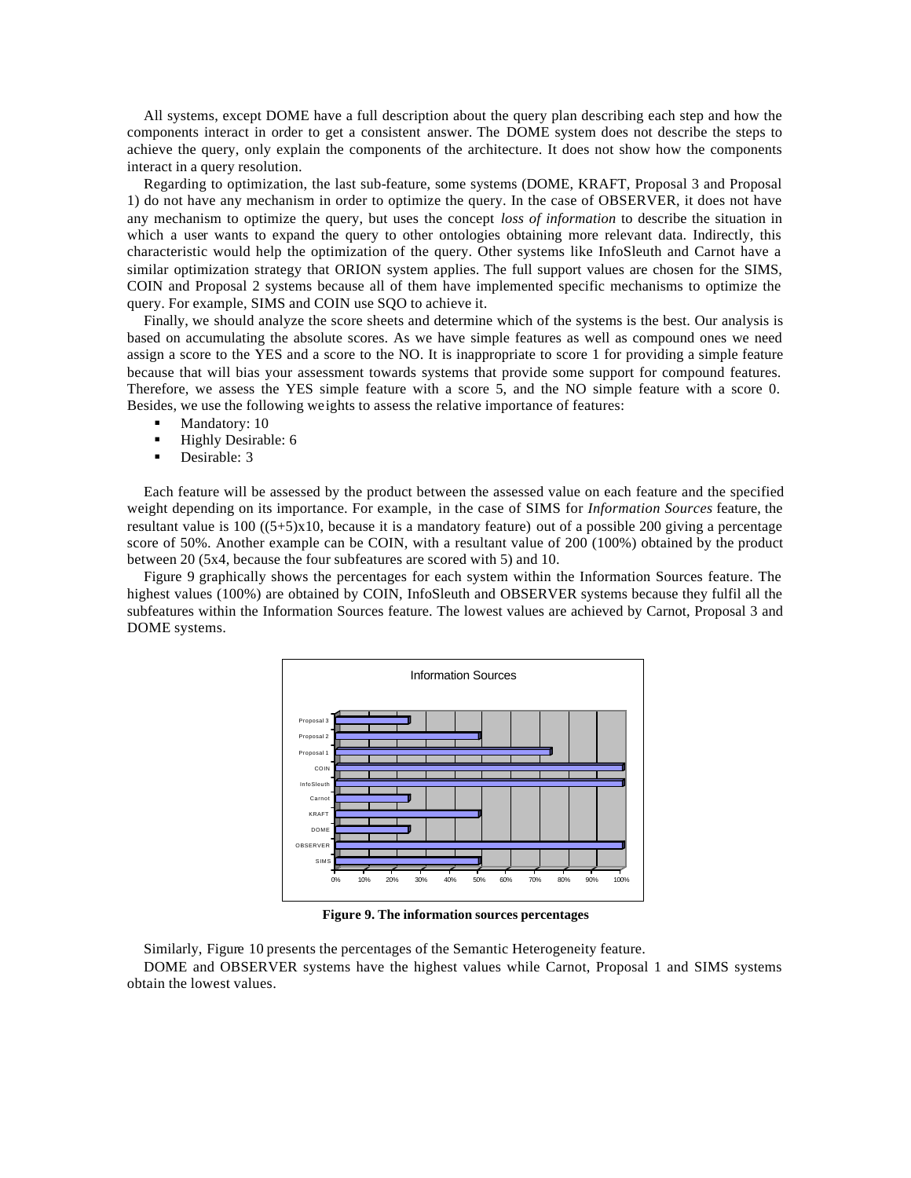All systems, except DOME have a full description about the query plan describing each step and how the components interact in order to get a consistent answer. The DOME system does not describe the steps to achieve the query, only explain the components of the architecture. It does not show how the components interact in a query resolution.

Regarding to optimization, the last sub-feature, some systems (DOME, KRAFT, Proposal 3 and Proposal 1) do not have any mechanism in order to optimize the query. In the case of OBSERVER, it does not have any mechanism to optimize the query, but uses the concept *loss of information* to describe the situation in which a user wants to expand the query to other ontologies obtaining more relevant data. Indirectly, this characteristic would help the optimization of the query. Other systems like InfoSleuth and Carnot have a similar optimization strategy that ORION system applies. The full support values are chosen for the SIMS, COIN and Proposal 2 systems because all of them have implemented specific mechanisms to optimize the query. For example, SIMS and COIN use SQO to achieve it.

Finally, we should analyze the score sheets and determine which of the systems is the best. Our analysis is based on accumulating the absolute scores. As we have simple features as well as compound ones we need assign a score to the YES and a score to the NO. It is inappropriate to score 1 for providing a simple feature because that will bias your assessment towards systems that provide some support for compound features. Therefore, we assess the YES simple feature with a score 5, and the NO simple feature with a score 0. Besides, we use the following weights to assess the relative importance of features:

- Mandatory: 10
- Highly Desirable: 6
- Desirable: 3

Each feature will be assessed by the product between the assessed value on each feature and the specified weight depending on its importance. For example, in the case of SIMS for *Information Sources* feature, the resultant value is 100 ((5+5)x10, because it is a mandatory feature) out of a possible 200 giving a percentage score of 50%. Another example can be COIN, with a resultant value of 200 (100%) obtained by the product between 20 (5x4, because the four subfeatures are scored with 5) and 10.

Figure 9 graphically shows the percentages for each system within the Information Sources feature. The highest values (100%) are obtained by COIN, InfoSleuth and OBSERVER systems because they fulfil all the subfeatures within the Information Sources feature. The lowest values are achieved by Carnot, Proposal 3 and DOME systems.

**Figure 9. The information sources percentages**

Similarly, Figure 10 presents the percentages of the Semantic Heterogeneity feature.

DOME and OBSERVER systems have the highest values while Carnot, Proposal 1 and SIMS systems obtain the lowest values.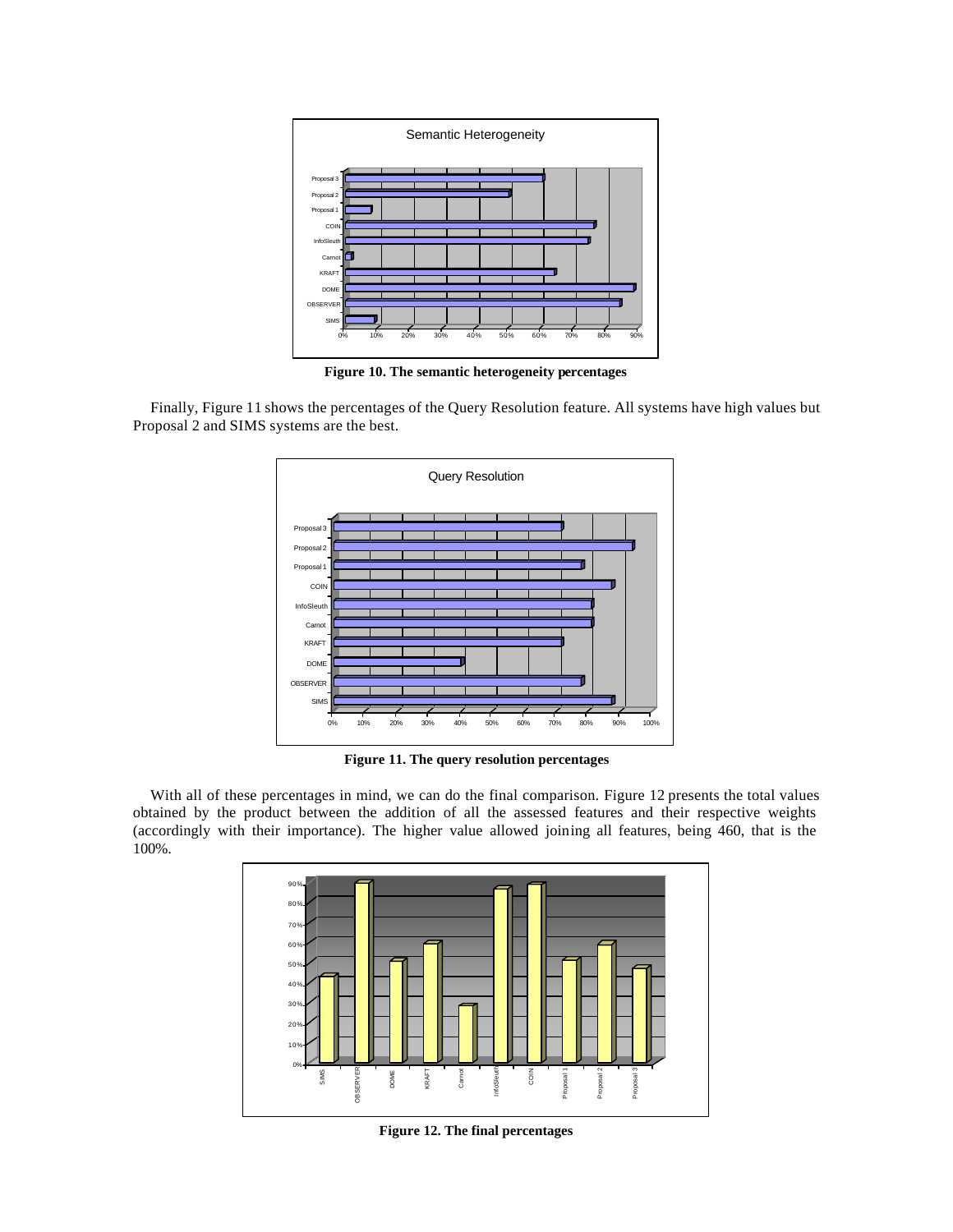Figure 10. The semantic heterogeneity percentages

Finally, Figure 11 shows the percentages of the Query Resolution feature. All systems have high values but Proposal 2 and SIMS systems are the best.

Figure 11. The query resolution percentages

With all of these percentages in mind, we can do the final comparison. Figure 12 presents the total values obtained by the product between the addition of all the assessed features and their respective weights (accordingly with their importance). The higher value allowed joining all features, being 460, that is the 100%.

Figure 12. The final percentages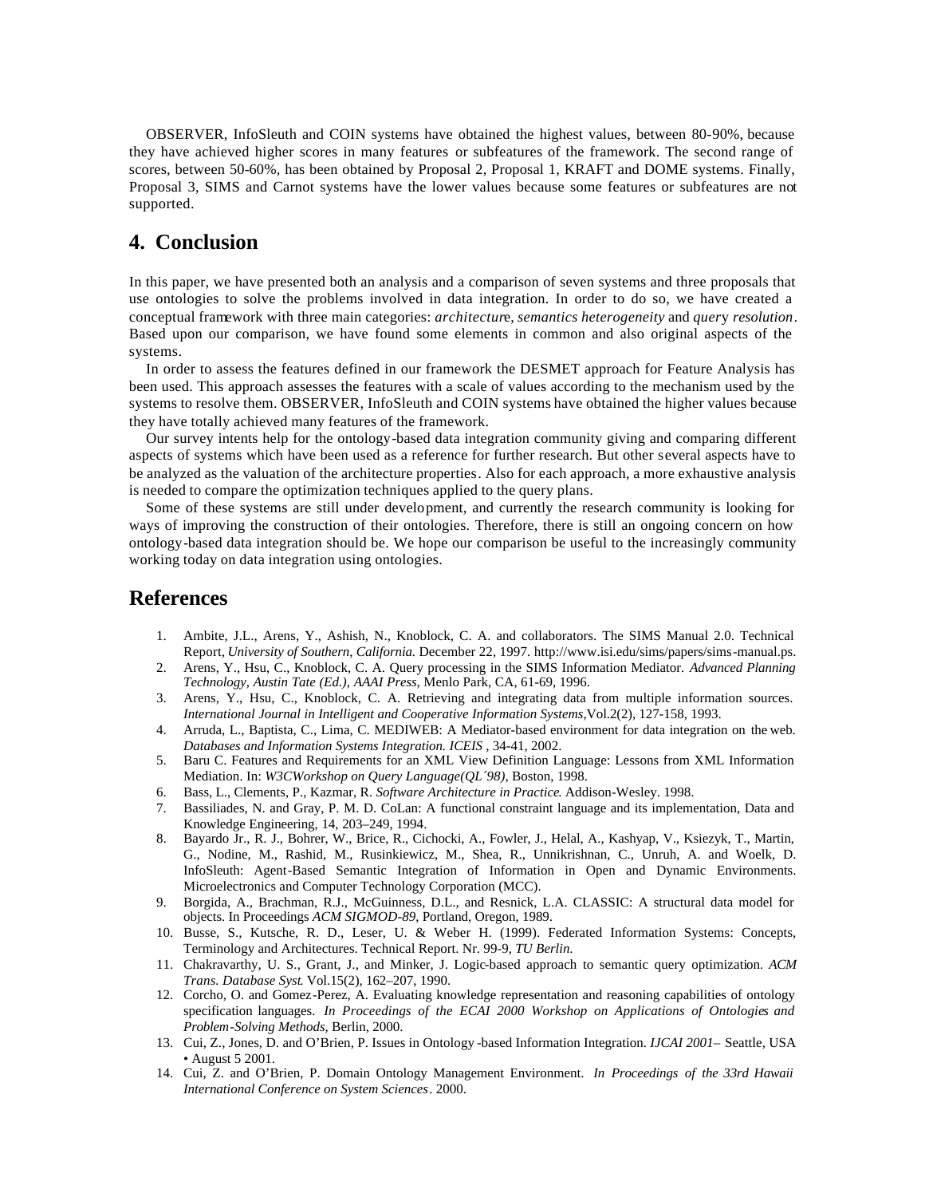OBSERVER, InfoSleuth and COIN systems have obtained the highest values, between 80-90%, because they have achieved higher scores in many features or subfeatures of the framework. The second range of scores, between 50-60%, has been obtained by Proposal 2, Proposal 1, KRAFT and DOME systems. Finally, Proposal 3, SIMS and Carnot systems have the lower values because some features or subfeatures are not supported.

## 4. Conclusion

In this paper, we have presented both an analysis and a comparison of seven systems and three proposals that use ontologies to solve the problems involved in data integration. In order to do so, we have created a conceptual framework with three main categories: *architecture*, *semantics heterogeneity* and *query resolution*. Based upon our comparison, we have found some elements in common and also original aspects of the systems.

In order to assess the features defined in our framework the DESMET approach for Feature Analysis has been used. This approach assesses the features with a scale of values according to the mechanism used by the systems to resolve them. OBSERVER, InfoSleuth and COIN systems have obtained the higher values because they have totally achieved many features of the framework.

Our survey intents help for the ontology-based data integration community giving and comparing different aspects of systems which have been used as a reference for further research. But other several aspects have to be analyzed as the valuation of the architecture properties. Also for each approach, a more exhaustive analysis is needed to compare the optimization techniques applied to the query plans.

Some of these systems are still under development, and currently the research community is looking for ways of improving the construction of their ontologies. Therefore, there is still an ongoing concern on how ontology-based data integration should be. We hope our comparison be useful to the increasingly community working today on data integration using ontologies.

## References

1. Ambite, J.L., Arens, Y., Ashish, N., Knoblock, C. A. and collaborators. The SIMS Manual 2.0. Technical Report, *University of Southern, California.* December 22, 1997. http://www.isi.edu/sims/papers/sims-manual.ps.
2. Arens, Y., Hsu, C., Knoblock, C. A. Query processing in the SIMS Information Mediator. *Advanced Planning Technology, Austin Tate (Ed.), AAAI Press,* Menlo Park, CA, 61-69, 1996.
3. Arens, Y., Hsu, C., Knoblock, C. A. Retrieving and integrating data from multiple information sources. *International Journal in Intelligent and Cooperative Information Systems*,Vol.2(2), 127-158, 1993.
4. Arruda, L., Baptista, C., Lima, C. MEDIWEB: A Mediator-based environment for data integration on the web. *Databases and Information Systems Integration. ICEIS* , 34-41, 2002.
5. Baru C. Features and Requirements for an XML View Definition Language: Lessons from XML Information Mediation. In: *W3CWorkshop on Query Language(QL´98)*, Boston, 1998.
6. Bass, L., Clements, P., Kazmar, R. *Software Architecture in Practice*. Addison-Wesley. 1998.
7. Bassiliades, N. and Gray, P. M. D. CoLan: A functional constraint language and its implementation, Data and Knowledge Engineering, 14, 203–249, 1994.
8. Bayardo Jr., R. J., Bohrer, W., Brice, R., Cichocki, A., Fowler, J., Helal, A., Kashyap, V., Ksiezyk, T., Martin, G., Nodine, M., Rashid, M., Rusinkiewicz, M., Shea, R., Unnikrishnan, C., Unruh, A. and Woelk, D. InfoSleuth: Agent-Based Semantic Integration of Information in Open and Dynamic Environments. Microelectronics and Computer Technology Corporation (MCC).
9. Borgida, A., Brachman, R.J., McGuinness, D.L., and Resnick, L.A. CLASSIC: A structural data model for objects. In Proceedings *ACM SIGMOD-89*, Portland, Oregon, 1989.
10. Busse, S., Kutsche, R. D., Leser, U. & Weber H. (1999). Federated Information Systems: Concepts, Terminology and Architectures. Technical Report. Nr. 99-9, *TU Berlin.*
11. Chakravarthy, U. S., Grant, J., and Minker, J. Logic-based approach to semantic query optimization. *ACM Trans. Database Syst.* Vol.15(2), 162–207, 1990.
12. Corcho, O. and Gomez-Perez, A. Evaluating knowledge representation and reasoning capabilities of ontology specification languages. *In Proceedings of the ECAI 2000 Workshop on Applications of Ontologies and Problem-Solving Methods*, Berlin, 2000.
13. Cui, Z., Jones, D. and O'Brien, P. Issues in Ontology-based Information Integration. *IJCAI 2001*– Seattle, USA • August 5 2001.
14. Cui, Z. and O'Brien, P. Domain Ontology Management Environment. *In Proceedings of the 33rd Hawaii International Conference on System Sciences*. 2000.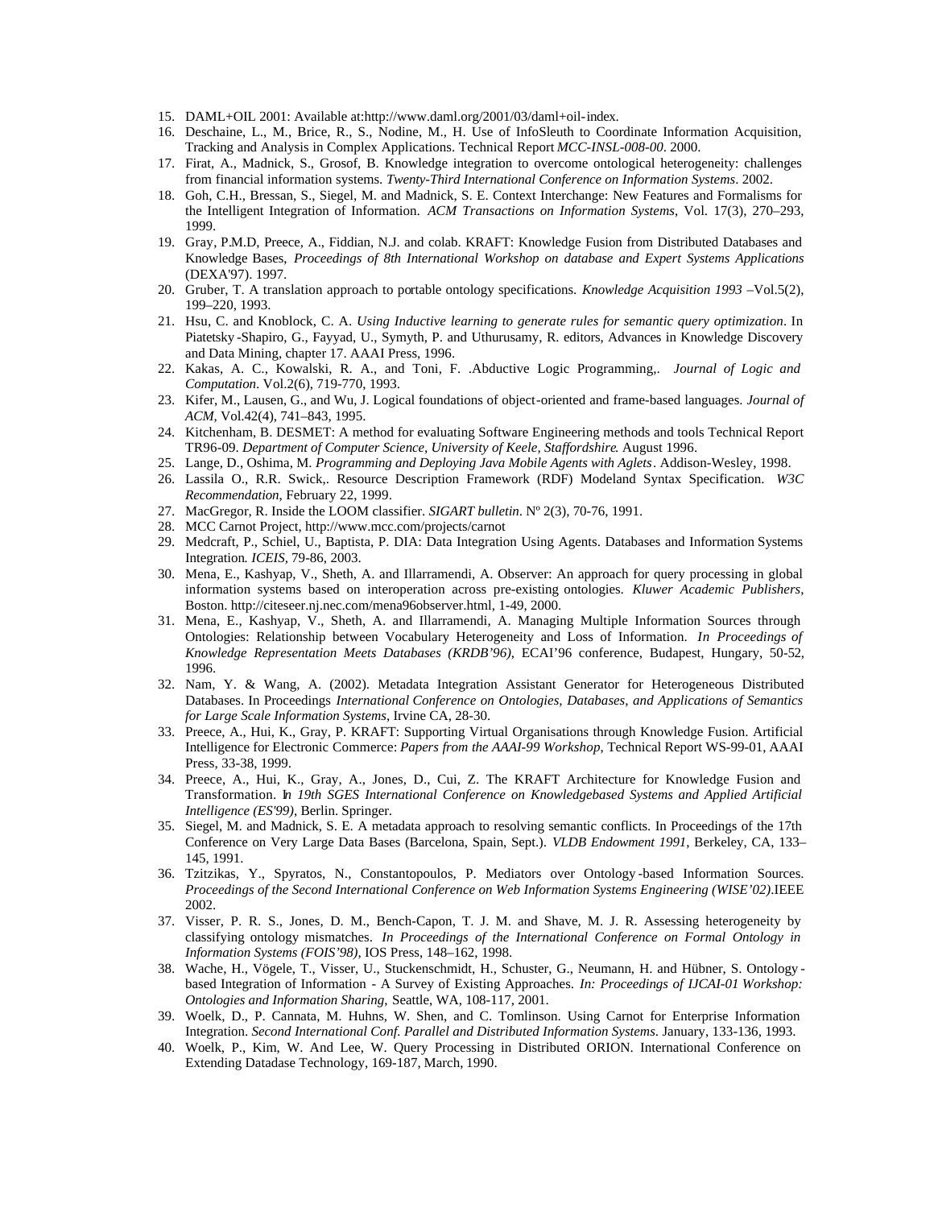15. DAML+OIL 2001: Available at:http://www.daml.org/2001/03/daml+oil-index.
16. Deschaine, L., M., Brice, R., S., Nodine, M., H. Use of InfoSleuth to Coordinate Information Acquisition, Tracking and Analysis in Complex Applications. Technical Report *MCC-INSL-008-00*. 2000.
17. Firat, A., Madnick, S., Grosof, B. Knowledge integration to overcome ontological heterogeneity: challenges from financial information systems. *Twenty-Third International Conference on Information Systems*. 2002.
18. Goh, C.H., Bressan, S., Siegel, M. and Madnick, S. E. Context Interchange: New Features and Formalisms for the Intelligent Integration of Information. *ACM Transactions on Information Systems*, Vol. 17(3), 270–293, 1999.
19. Gray, P.M.D, Preece, A., Fiddian, N.J. and colab. KRAFT: Knowledge Fusion from Distributed Databases and Knowledge Bases, *Proceedings of 8th International Workshop on database and Expert Systems Applications* (DEXA'97). 1997.
20. Gruber, T. A translation approach to portable ontology specifications. *Knowledge Acquisition 1993* –Vol.5(2), 199–220, 1993.
21. Hsu, C. and Knoblock, C. A. *Using Inductive learning to generate rules for semantic query optimization*. In Piatetsky-Shapiro, G., Fayyad, U., Symyth, P. and Uthurusamy, R. editors, Advances in Knowledge Discovery and Data Mining, chapter 17. AAAI Press, 1996.
22. Kakas, A. C., Kowalski, R. A., and Toni, F. .Abductive Logic Programming,. *Journal of Logic and Computation*. Vol.2(6), 719-770, 1993.
23. Kifer, M., Lausen, G., and Wu, J. Logical foundations of object-oriented and frame-based languages. *Journal of ACM,* Vol.42(4), 741–843, 1995.
24. Kitchenham, B. DESMET: A method for evaluating Software Engineering methods and tools Technical Report TR96-09. *Department of Computer Science, University of Keele, Staffordshire*. August 1996.
25. Lange, D., Oshima, M. *Programming and Deploying Java Mobile Agents with Aglets*. Addison-Wesley, 1998.
26. Lassila O., R.R. Swick,. Resource Description Framework (RDF) Modeland Syntax Specification. *W3C Recommendation*, February 22, 1999.
27. MacGregor, R. Inside the LOOM classifier. *SIGART bulletin*. Nº 2(3), 70-76, 1991.
28. MCC Carnot Project, http://www.mcc.com/projects/carnot
29. Medcraft, P., Schiel, U., Baptista, P. DIA: Data Integration Using Agents. Databases and Information Systems Integration. *ICEIS*, 79-86, 2003.
30. Mena, E., Kashyap, V., Sheth, A. and Illarramendi, A. Observer: An approach for query processing in global information systems based on interoperation across pre-existing ontologies. *Kluwer Academic Publishers*, Boston. http://citeseer.nj.nec.com/mena96observer.html, 1-49, 2000.
31. Mena, E., Kashyap, V., Sheth, A. and Illarramendi, A. Managing Multiple Information Sources through Ontologies: Relationship between Vocabulary Heterogeneity and Loss of Information. *In Proceedings of Knowledge Representation Meets Databases (KRDB'96)*, ECAI'96 conference, Budapest, Hungary, 50-52, 1996.
32. Nam, Y. & Wang, A. (2002). Metadata Integration Assistant Generator for Heterogeneous Distributed Databases. In Proceedings *International Conference on Ontologies, Databases, and Applications of Semantics for Large Scale Information Systems*, Irvine CA, 28-30.
33. Preece, A., Hui, K., Gray, P. KRAFT: Supporting Virtual Organisations through Knowledge Fusion. Artificial Intelligence for Electronic Commerce: *Papers from the AAAI-99 Workshop*, Technical Report WS-99-01, AAAI Press, 33-38, 1999.
34. Preece, A., Hui, K., Gray, A., Jones, D., Cui, Z. The KRAFT Architecture for Knowledge Fusion and Transformation. *In 19th SGES International Conference on Knowledgebased Systems and Applied Artificial Intelligence (ES'99)*, Berlin. Springer.
35. Siegel, M. and Madnick, S. E. A metadata approach to resolving semantic conflicts. In Proceedings of the 17th Conference on Very Large Data Bases (Barcelona, Spain, Sept.). *VLDB Endowment 1991*, Berkeley, CA, 133–145, 1991.
36. Tzitzikas, Y., Spyratos, N., Constantopoulos, P. Mediators over Ontology-based Information Sources. *Proceedings of the Second International Conference on Web Information Systems Engineering (WISE'02)*.IEEE 2002.
37. Visser, P. R. S., Jones, D. M., Bench-Capon, T. J. M. and Shave, M. J. R. Assessing heterogeneity by classifying ontology mismatches. *In Proceedings of the International Conference on Formal Ontology in Information Systems (FOIS'98)*, IOS Press, 148–162, 1998.
38. Wache, H., Vögele, T., Visser, U., Stuckenschmidt, H., Schuster, G., Neumann, H. and Hübner, S. Ontology-based Integration of Information - A Survey of Existing Approaches. *In: Proceedings of IJCAI-01 Workshop: Ontologies and Information Sharing*, Seattle, WA, 108-117, 2001.
39. Woelk, D., P. Cannata, M. Huhns, W. Shen, and C. Tomlinson. Using Carnot for Enterprise Information Integration. *Second International Conf. Parallel and Distributed Information Systems*. January, 133-136, 1993.
40. Woelk, P., Kim, W. And Lee, W. Query Processing in Distributed ORION. International Conference on Extending Datadase Technology, 169-187, March, 1990.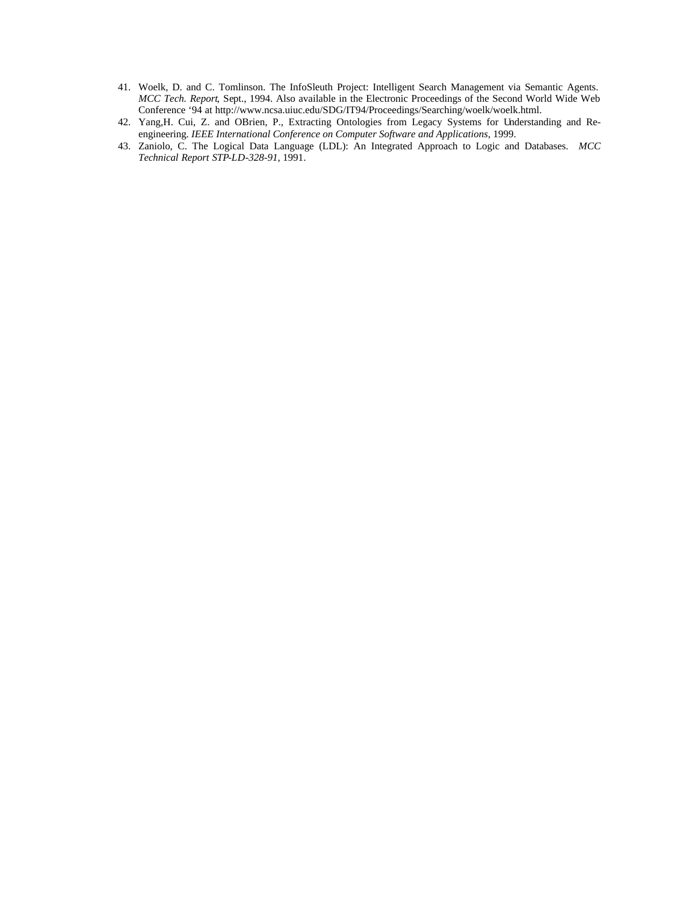41. Woelk, D. and C. Tomlinson. The InfoSleuth Project: Intelligent Search Management via Semantic Agents. *MCC Tech. Report*, Sept., 1994. Also available in the Electronic Proceedings of the Second World Wide Web Conference '94 at http://www.ncsa.uiuc.edu/SDG/IT94/Proceedings/Searching/woelk/woelk.html.
42. Yang,H. Cui, Z. and OBrien, P., Extracting Ontologies from Legacy Systems for Understanding and Re-engineering. *IEEE International Conference on Computer Software and Applications*, 1999.
43. Zaniolo, C. The Logical Data Language (LDL): An Integrated Approach to Logic and Databases. *MCC Technical Report STP-LD-328-91*, 1991.